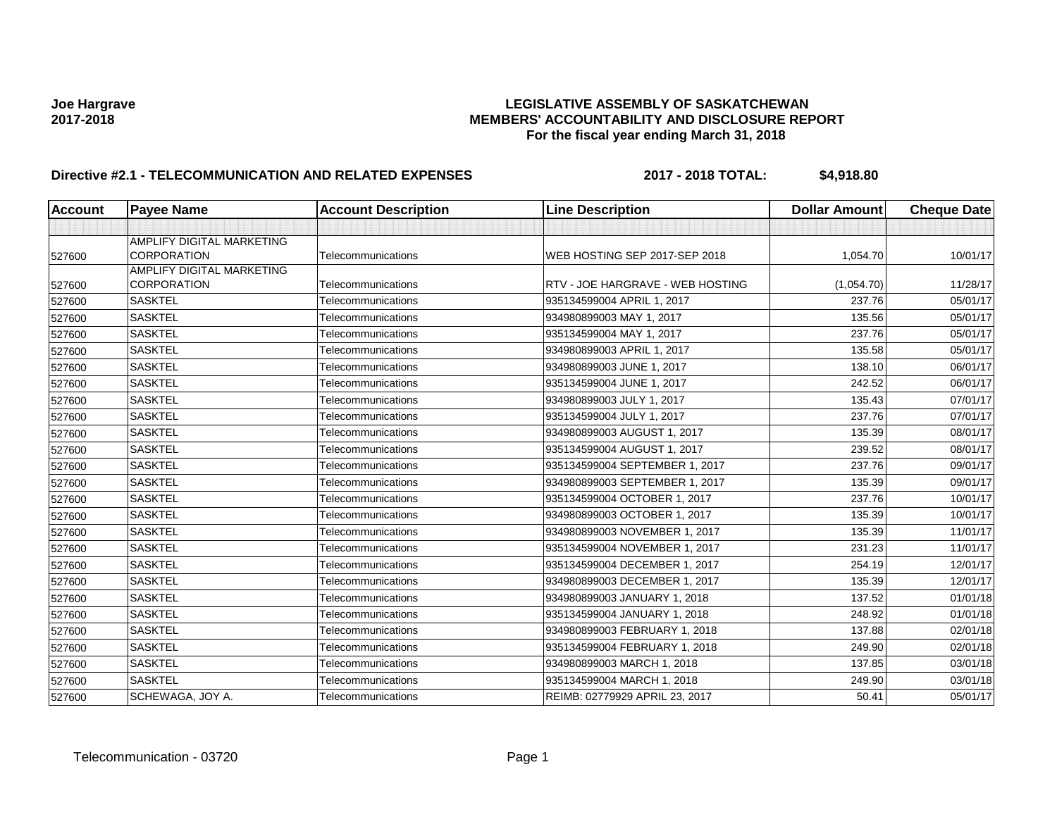**Joe Hargrave**
**2017-2018**

# LEGISLATIVE ASSEMBLY OF SASKATCHEWAN
## MEMBERS' ACCOUNTABILITY AND DISCLOSURE REPORT
### For the fiscal year ending March 31, 2018

**Directive #2.1 - TELECOMMUNICATION AND RELATED EXPENSES** **2017 - 2018 TOTAL: $4,918.80**

| Account | Payee Name | Account Description | Line Description | Dollar Amount | Cheque Date |
|---|---|---|---|---|---|
| | | | | | |
| 527600 | AMPLIFY DIGITAL MARKETING CORPORATION | Telecommunications | WEB HOSTING SEP 2017-SEP 2018 | 1,054.70 | 10/01/17 |
| 527600 | AMPLIFY DIGITAL MARKETING CORPORATION | Telecommunications | RTV - JOE HARGRAVE - WEB HOSTING | (1,054.70) | 11/28/17 |
| 527600 | SASKTEL | Telecommunications | 935134599004 APRIL 1, 2017 | 237.76 | 05/01/17 |
| 527600 | SASKTEL | Telecommunications | 934980899003 MAY 1, 2017 | 135.56 | 05/01/17 |
| 527600 | SASKTEL | Telecommunications | 935134599004 MAY 1, 2017 | 237.76 | 05/01/17 |
| 527600 | SASKTEL | Telecommunications | 934980899003 APRIL 1, 2017 | 135.58 | 05/01/17 |
| 527600 | SASKTEL | Telecommunications | 934980899003 JUNE 1, 2017 | 138.10 | 06/01/17 |
| 527600 | SASKTEL | Telecommunications | 935134599004 JUNE 1, 2017 | 242.52 | 06/01/17 |
| 527600 | SASKTEL | Telecommunications | 934980899003 JULY 1, 2017 | 135.43 | 07/01/17 |
| 527600 | SASKTEL | Telecommunications | 935134599004 JULY 1, 2017 | 237.76 | 07/01/17 |
| 527600 | SASKTEL | Telecommunications | 934980899003 AUGUST 1, 2017 | 135.39 | 08/01/17 |
| 527600 | SASKTEL | Telecommunications | 935134599004 AUGUST 1, 2017 | 239.52 | 08/01/17 |
| 527600 | SASKTEL | Telecommunications | 935134599004 SEPTEMBER 1, 2017 | 237.76 | 09/01/17 |
| 527600 | SASKTEL | Telecommunications | 934980899003 SEPTEMBER 1, 2017 | 135.39 | 09/01/17 |
| 527600 | SASKTEL | Telecommunications | 935134599004 OCTOBER 1, 2017 | 237.76 | 10/01/17 |
| 527600 | SASKTEL | Telecommunications | 934980899003 OCTOBER 1, 2017 | 135.39 | 10/01/17 |
| 527600 | SASKTEL | Telecommunications | 934980899003 NOVEMBER 1, 2017 | 135.39 | 11/01/17 |
| 527600 | SASKTEL | Telecommunications | 935134599004 NOVEMBER 1, 2017 | 231.23 | 11/01/17 |
| 527600 | SASKTEL | Telecommunications | 935134599004 DECEMBER 1, 2017 | 254.19 | 12/01/17 |
| 527600 | SASKTEL | Telecommunications | 934980899003 DECEMBER 1, 2017 | 135.39 | 12/01/17 |
| 527600 | SASKTEL | Telecommunications | 934980899003 JANUARY 1, 2018 | 137.52 | 01/01/18 |
| 527600 | SASKTEL | Telecommunications | 935134599004 JANUARY 1, 2018 | 248.92 | 01/01/18 |
| 527600 | SASKTEL | Telecommunications | 934980899003 FEBRUARY 1, 2018 | 137.88 | 02/01/18 |
| 527600 | SASKTEL | Telecommunications | 935134599004 FEBRUARY 1, 2018 | 249.90 | 02/01/18 |
| 527600 | SASKTEL | Telecommunications | 934980899003 MARCH 1, 2018 | 137.85 | 03/01/18 |
| 527600 | SASKTEL | Telecommunications | 935134599004 MARCH 1, 2018 | 249.90 | 03/01/18 |
| 527600 | SCHEWAGA, JOY A. | Telecommunications | REIMB: 02779929 APRIL 23, 2017 | 50.41 | 05/01/17 |

Telecommunication - 03720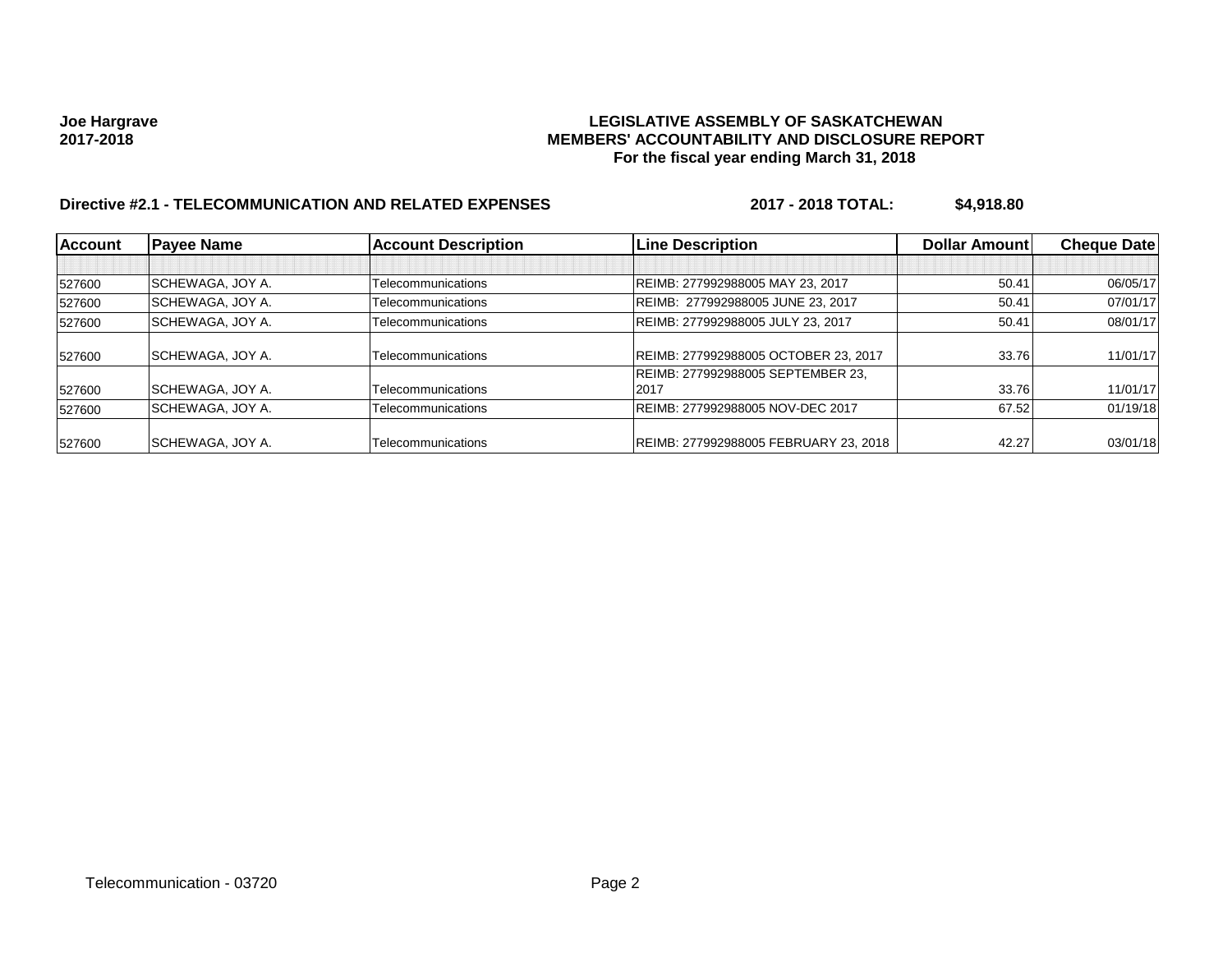**Joe Hargrave**
**2017-2018**

**LEGISLATIVE ASSEMBLY OF SASKATCHEWAN**
**MEMBERS' ACCOUNTABILITY AND DISCLOSURE REPORT**
**For the fiscal year ending March 31, 2018**

**Directive #2.1 - TELECOMMUNICATION AND RELATED EXPENSES** **2017 - 2018 TOTAL: $4,918.80**

| Account | Payee Name | Account Description | Line Description | Dollar Amount | Cheque Date |
|---|---|---|---|---|---|
| | | | | | |
| 527600 | SCHEWAGA, JOY A. | Telecommunications | REIMB: 277992988005 MAY 23, 2017 | 50.41 | 06/05/17 |
| 527600 | SCHEWAGA, JOY A. | Telecommunications | REIMB: 277992988005 JUNE 23, 2017 | 50.41 | 07/01/17 |
| 527600 | SCHEWAGA, JOY A. | Telecommunications | REIMB: 277992988005 JULY 23, 2017 | 50.41 | 08/01/17 |
| 527600 | SCHEWAGA, JOY A. | Telecommunications | REIMB: 277992988005 OCTOBER 23, 2017 | 33.76 | 11/01/17 |
| 527600 | SCHEWAGA, JOY A. | Telecommunications | REIMB: 277992988005 SEPTEMBER 23, 2017 | 33.76 | 11/01/17 |
| 527600 | SCHEWAGA, JOY A. | Telecommunications | REIMB: 277992988005 NOV-DEC 2017 | 67.52 | 01/19/18 |
| 527600 | SCHEWAGA, JOY A. | Telecommunications | REIMB: 277992988005 FEBRUARY 23, 2018 | 42.27 | 03/01/18 |

Telecommunication - 03720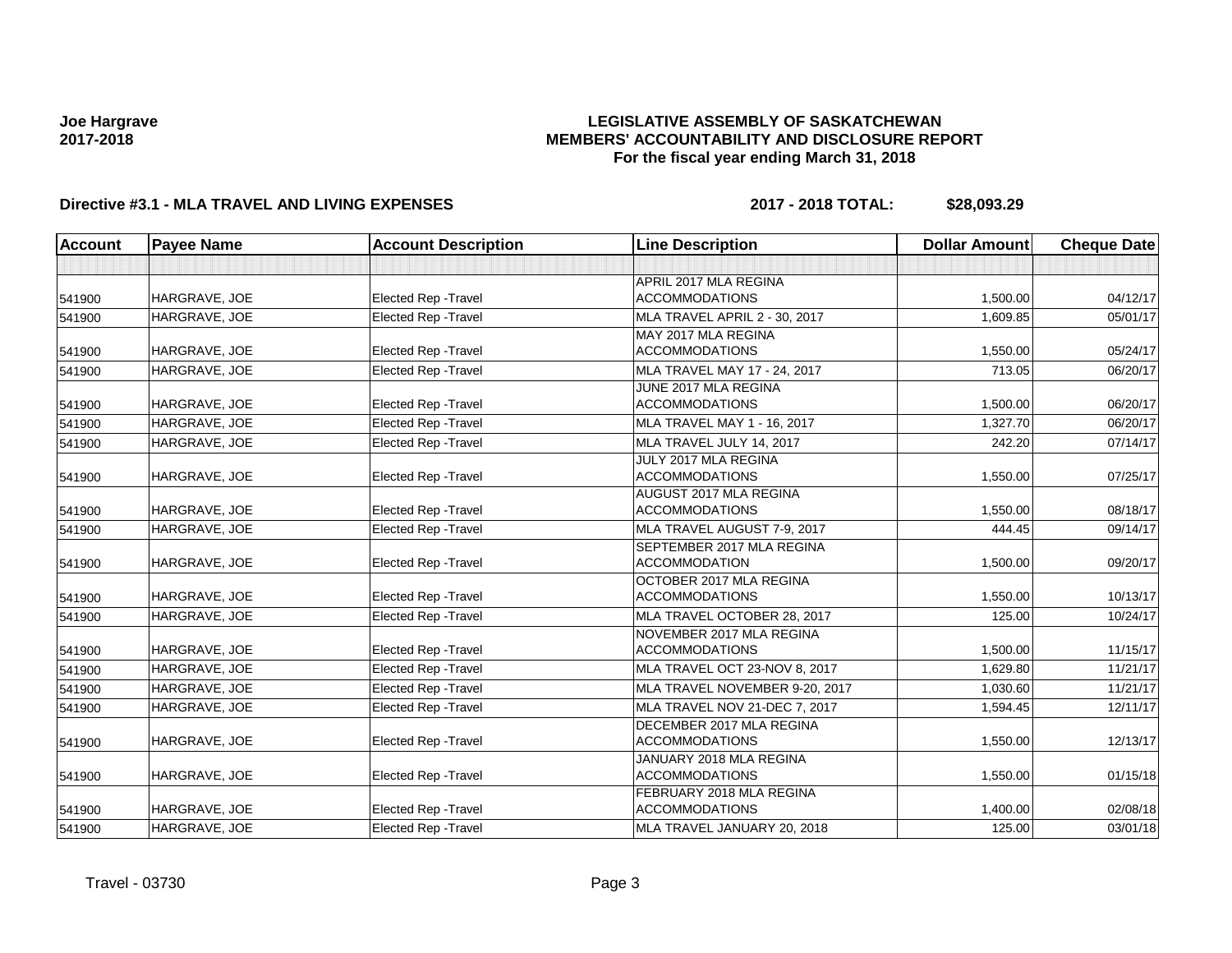**Joe Hargrave**
**2017-2018**

# LEGISLATIVE ASSEMBLY OF SASKATCHEWAN
## MEMBERS' ACCOUNTABILITY AND DISCLOSURE REPORT
### For the fiscal year ending March 31, 2018

**Directive #3.1 - MLA TRAVEL AND LIVING EXPENSES** **2017 - 2018 TOTAL: $28,093.29**

| Account | Payee Name | Account Description | Line Description | Dollar Amount | Cheque Date |
|---|---|---|---|---|---|
| 541900 | HARGRAVE, JOE | Elected Rep -Travel | APRIL 2017 MLA REGINA ACCOMMODATIONS | 1,500.00 | 04/12/17 |
| 541900 | HARGRAVE, JOE | Elected Rep -Travel | MLA TRAVEL APRIL 2 - 30, 2017 | 1,609.85 | 05/01/17 |
| 541900 | HARGRAVE, JOE | Elected Rep -Travel | MAY 2017 MLA REGINA ACCOMMODATIONS | 1,550.00 | 05/24/17 |
| 541900 | HARGRAVE, JOE | Elected Rep -Travel | MLA TRAVEL MAY 17 - 24, 2017 | 713.05 | 06/20/17 |
| 541900 | HARGRAVE, JOE | Elected Rep -Travel | JUNE 2017 MLA REGINA ACCOMMODATIONS | 1,500.00 | 06/20/17 |
| 541900 | HARGRAVE, JOE | Elected Rep -Travel | MLA TRAVEL MAY 1 - 16, 2017 | 1,327.70 | 06/20/17 |
| 541900 | HARGRAVE, JOE | Elected Rep -Travel | MLA TRAVEL JULY 14, 2017 | 242.20 | 07/14/17 |
| 541900 | HARGRAVE, JOE | Elected Rep -Travel | JULY 2017 MLA REGINA ACCOMMODATIONS | 1,550.00 | 07/25/17 |
| 541900 | HARGRAVE, JOE | Elected Rep -Travel | AUGUST 2017 MLA REGINA ACCOMMODATIONS | 1,550.00 | 08/18/17 |
| 541900 | HARGRAVE, JOE | Elected Rep -Travel | MLA TRAVEL AUGUST 7-9, 2017 | 444.45 | 09/14/17 |
| 541900 | HARGRAVE, JOE | Elected Rep -Travel | SEPTEMBER 2017 MLA REGINA ACCOMMODATION | 1,500.00 | 09/20/17 |
| 541900 | HARGRAVE, JOE | Elected Rep -Travel | OCTOBER 2017 MLA REGINA ACCOMMODATIONS | 1,550.00 | 10/13/17 |
| 541900 | HARGRAVE, JOE | Elected Rep -Travel | MLA TRAVEL OCTOBER 28, 2017 | 125.00 | 10/24/17 |
| 541900 | HARGRAVE, JOE | Elected Rep -Travel | NOVEMBER 2017 MLA REGINA ACCOMMODATIONS | 1,500.00 | 11/15/17 |
| 541900 | HARGRAVE, JOE | Elected Rep -Travel | MLA TRAVEL OCT 23-NOV 8, 2017 | 1,629.80 | 11/21/17 |
| 541900 | HARGRAVE, JOE | Elected Rep -Travel | MLA TRAVEL NOVEMBER 9-20, 2017 | 1,030.60 | 11/21/17 |
| 541900 | HARGRAVE, JOE | Elected Rep -Travel | MLA TRAVEL NOV 21-DEC 7, 2017 | 1,594.45 | 12/11/17 |
| 541900 | HARGRAVE, JOE | Elected Rep -Travel | DECEMBER 2017 MLA REGINA ACCOMMODATIONS | 1,550.00 | 12/13/17 |
| 541900 | HARGRAVE, JOE | Elected Rep -Travel | JANUARY 2018 MLA REGINA ACCOMMODATIONS | 1,550.00 | 01/15/18 |
| 541900 | HARGRAVE, JOE | Elected Rep -Travel | FEBRUARY 2018 MLA REGINA ACCOMMODATIONS | 1,400.00 | 02/08/18 |
| 541900 | HARGRAVE, JOE | Elected Rep -Travel | MLA TRAVEL JANUARY 20, 2018 | 125.00 | 03/01/18 |

Travel - 03730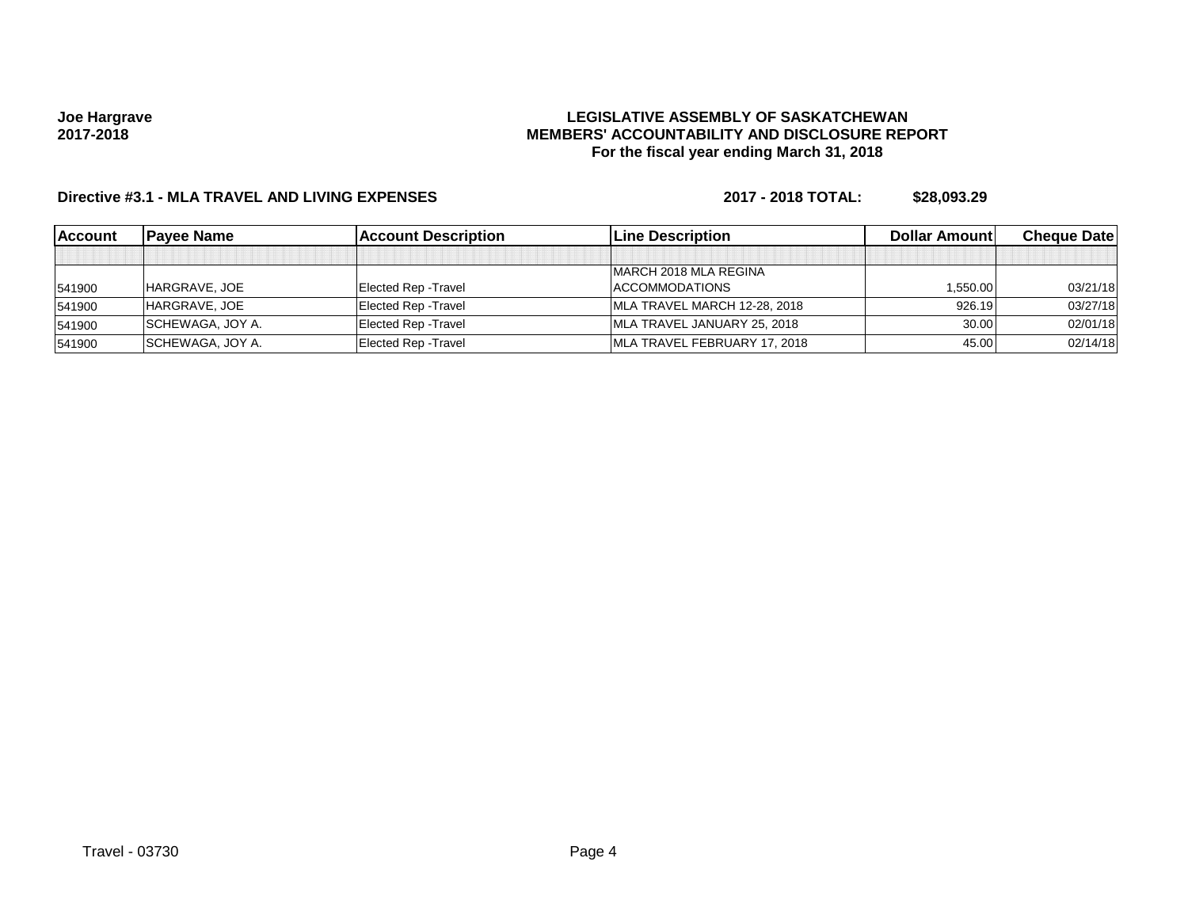**Joe Hargrave**
**2017-2018**

**LEGISLATIVE ASSEMBLY OF SASKATCHEWAN**
**MEMBERS' ACCOUNTABILITY AND DISCLOSURE REPORT**
**For the fiscal year ending March 31, 2018**

**Directive #3.1 - MLA TRAVEL AND LIVING EXPENSES** **2017 - 2018 TOTAL: $28,093.29**

| Account | Payee Name | Account Description | Line Description | Dollar Amount | Cheque Date |
|---|---|---|---|---|---|
| | | | | | |
| 541900 | HARGRAVE, JOE | Elected Rep -Travel | MARCH 2018 MLA REGINA ACCOMMODATIONS | 1,550.00 | 03/21/18 |
| 541900 | HARGRAVE, JOE | Elected Rep -Travel | MLA TRAVEL MARCH 12-28, 2018 | 926.19 | 03/27/18 |
| 541900 | SCHEWAGA, JOY A. | Elected Rep -Travel | MLA TRAVEL JANUARY 25, 2018 | 30.00 | 02/01/18 |
| 541900 | SCHEWAGA, JOY A. | Elected Rep -Travel | MLA TRAVEL FEBRUARY 17, 2018 | 45.00 | 02/14/18 |

Travel - 03730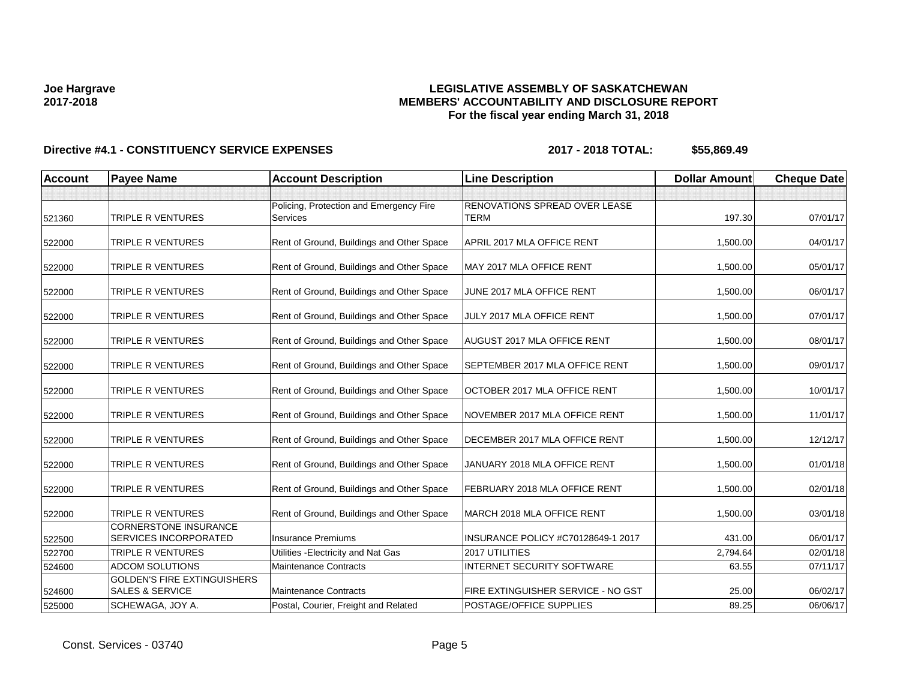**Joe Hargrave**
**2017-2018**

# LEGISLATIVE ASSEMBLY OF SASKATCHEWAN
## MEMBERS' ACCOUNTABILITY AND DISCLOSURE REPORT
### For the fiscal year ending March 31, 2018

**Directive #4.1 - CONSTITUENCY SERVICE EXPENSES** **2017 - 2018 TOTAL: $55,869.49**

| Account | Payee Name | Account Description | Line Description | Dollar Amount | Cheque Date |
|---|---|---|---|---|---|
| | | | | | |
| 521360 | TRIPLE R VENTURES | Policing, Protection and Emergency Fire Services | RENOVATIONS SPREAD OVER LEASE TERM | 197.30 | 07/01/17 |
| 522000 | TRIPLE R VENTURES | Rent of Ground, Buildings and Other Space | APRIL 2017 MLA OFFICE RENT | 1,500.00 | 04/01/17 |
| 522000 | TRIPLE R VENTURES | Rent of Ground, Buildings and Other Space | MAY 2017 MLA OFFICE RENT | 1,500.00 | 05/01/17 |
| 522000 | TRIPLE R VENTURES | Rent of Ground, Buildings and Other Space | JUNE 2017 MLA OFFICE RENT | 1,500.00 | 06/01/17 |
| 522000 | TRIPLE R VENTURES | Rent of Ground, Buildings and Other Space | JULY 2017 MLA OFFICE RENT | 1,500.00 | 07/01/17 |
| 522000 | TRIPLE R VENTURES | Rent of Ground, Buildings and Other Space | AUGUST 2017 MLA OFFICE RENT | 1,500.00 | 08/01/17 |
| 522000 | TRIPLE R VENTURES | Rent of Ground, Buildings and Other Space | SEPTEMBER 2017 MLA OFFICE RENT | 1,500.00 | 09/01/17 |
| 522000 | TRIPLE R VENTURES | Rent of Ground, Buildings and Other Space | OCTOBER 2017 MLA OFFICE RENT | 1,500.00 | 10/01/17 |
| 522000 | TRIPLE R VENTURES | Rent of Ground, Buildings and Other Space | NOVEMBER 2017 MLA OFFICE RENT | 1,500.00 | 11/01/17 |
| 522000 | TRIPLE R VENTURES | Rent of Ground, Buildings and Other Space | DECEMBER 2017 MLA OFFICE RENT | 1,500.00 | 12/12/17 |
| 522000 | TRIPLE R VENTURES | Rent of Ground, Buildings and Other Space | JANUARY 2018 MLA OFFICE RENT | 1,500.00 | 01/01/18 |
| 522000 | TRIPLE R VENTURES | Rent of Ground, Buildings and Other Space | FEBRUARY 2018 MLA OFFICE RENT | 1,500.00 | 02/01/18 |
| 522000 | TRIPLE R VENTURES | Rent of Ground, Buildings and Other Space | MARCH 2018 MLA OFFICE RENT | 1,500.00 | 03/01/18 |
| 522500 | CORNERSTONE INSURANCE SERVICES INCORPORATED | Insurance Premiums | INSURANCE POLICY #C70128649-1 2017 | 431.00 | 06/01/17 |
| 522700 | TRIPLE R VENTURES | Utilities -Electricity and Nat Gas | 2017 UTILITIES | 2,794.64 | 02/01/18 |
| 524600 | ADCOM SOLUTIONS | Maintenance Contracts | INTERNET SECURITY SOFTWARE | 63.55 | 07/11/17 |
| 524600 | GOLDEN'S FIRE EXTINGUISHERS SALES & SERVICE | Maintenance Contracts | FIRE EXTINGUISHER SERVICE - NO GST | 25.00 | 06/02/17 |
| 525000 | SCHEWAGA, JOY A. | Postal, Courier, Freight and Related | POSTAGE/OFFICE SUPPLIES | 89.25 | 06/06/17 |

Const. Services - 03740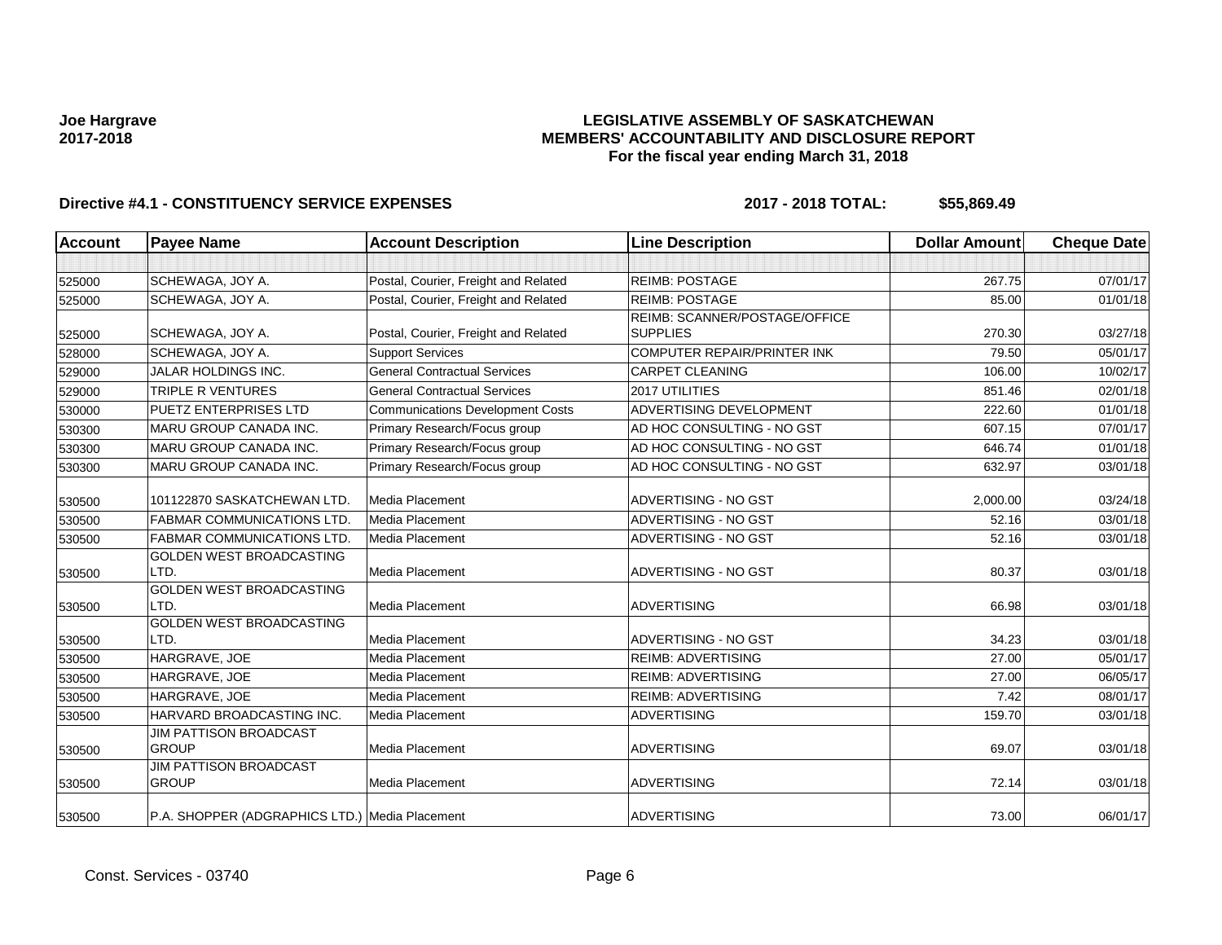**Joe Hargrave**
**2017-2018**

**LEGISLATIVE ASSEMBLY OF SASKATCHEWAN**
**MEMBERS' ACCOUNTABILITY AND DISCLOSURE REPORT**
**For the fiscal year ending March 31, 2018**

**Directive #4.1 - CONSTITUENCY SERVICE EXPENSES** **2017 - 2018 TOTAL: $55,869.49**

| Account | Payee Name | Account Description | Line Description | Dollar Amount | Cheque Date |
|---|---|---|---|---|---|
| | | | | | |
| 525000 | SCHEWAGA, JOY A. | Postal, Courier, Freight and Related | REIMB: POSTAGE | 267.75 | 07/01/17 |
| 525000 | SCHEWAGA, JOY A. | Postal, Courier, Freight and Related | REIMB: POSTAGE | 85.00 | 01/01/18 |
| 525000 | SCHEWAGA, JOY A. | Postal, Courier, Freight and Related | REIMB: SCANNER/POSTAGE/OFFICE SUPPLIES | 270.30 | 03/27/18 |
| 528000 | SCHEWAGA, JOY A. | Support Services | COMPUTER REPAIR/PRINTER INK | 79.50 | 05/01/17 |
| 529000 | JALAR HOLDINGS INC. | General Contractual Services | CARPET CLEANING | 106.00 | 10/02/17 |
| 529000 | TRIPLE R VENTURES | General Contractual Services | 2017 UTILITIES | 851.46 | 02/01/18 |
| 530000 | PUETZ ENTERPRISES LTD | Communications Development Costs | ADVERTISING DEVELOPMENT | 222.60 | 01/01/18 |
| 530300 | MARU GROUP CANADA INC. | Primary Research/Focus group | AD HOC CONSULTING - NO GST | 607.15 | 07/01/17 |
| 530300 | MARU GROUP CANADA INC. | Primary Research/Focus group | AD HOC CONSULTING - NO GST | 646.74 | 01/01/18 |
| 530300 | MARU GROUP CANADA INC. | Primary Research/Focus group | AD HOC CONSULTING - NO GST | 632.97 | 03/01/18 |
| 530500 | 101122870 SASKATCHEWAN LTD. | Media Placement | ADVERTISING - NO GST | 2,000.00 | 03/24/18 |
| 530500 | FABMAR COMMUNICATIONS LTD. | Media Placement | ADVERTISING - NO GST | 52.16 | 03/01/18 |
| 530500 | FABMAR COMMUNICATIONS LTD. | Media Placement | ADVERTISING - NO GST | 52.16 | 03/01/18 |
| 530500 | GOLDEN WEST BROADCASTING LTD. | Media Placement | ADVERTISING - NO GST | 80.37 | 03/01/18 |
| 530500 | GOLDEN WEST BROADCASTING LTD. | Media Placement | ADVERTISING | 66.98 | 03/01/18 |
| 530500 | GOLDEN WEST BROADCASTING LTD. | Media Placement | ADVERTISING - NO GST | 34.23 | 03/01/18 |
| 530500 | HARGRAVE, JOE | Media Placement | REIMB: ADVERTISING | 27.00 | 05/01/17 |
| 530500 | HARGRAVE, JOE | Media Placement | REIMB: ADVERTISING | 27.00 | 06/05/17 |
| 530500 | HARGRAVE, JOE | Media Placement | REIMB: ADVERTISING | 7.42 | 08/01/17 |
| 530500 | HARVARD BROADCASTING INC. | Media Placement | ADVERTISING | 159.70 | 03/01/18 |
| 530500 | JIM PATTISON BROADCAST GROUP | Media Placement | ADVERTISING | 69.07 | 03/01/18 |
| 530500 | JIM PATTISON BROADCAST GROUP | Media Placement | ADVERTISING | 72.14 | 03/01/18 |
| 530500 | P.A. SHOPPER (ADGRAPHICS LTD.) | Media Placement | ADVERTISING | 73.00 | 06/01/17 |

Const. Services - 03740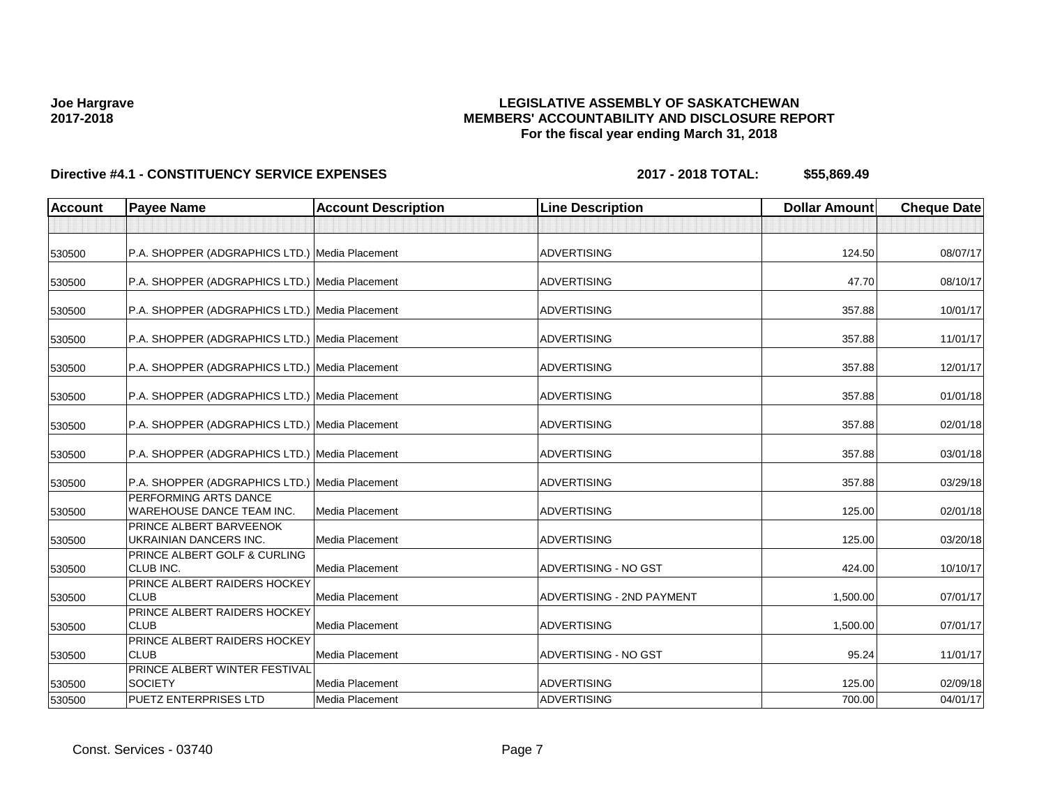Joe Hargrave
2017-2018

**LEGISLATIVE ASSEMBLY OF SASKATCHEWAN**
**MEMBERS' ACCOUNTABILITY AND DISCLOSURE REPORT**
**For the fiscal year ending March 31, 2018**

**Directive #4.1 - CONSTITUENCY SERVICE EXPENSES** **2017 - 2018 TOTAL: $55,869.49**

| Account | Payee Name | Account Description | Line Description | Dollar Amount | Cheque Date |
|---|---|---|---|---|---|
| | | | | | |
| 530500 | P.A. SHOPPER (ADGRAPHICS LTD.) | Media Placement | ADVERTISING | 124.50 | 08/07/17 |
| 530500 | P.A. SHOPPER (ADGRAPHICS LTD.) | Media Placement | ADVERTISING | 47.70 | 08/10/17 |
| 530500 | P.A. SHOPPER (ADGRAPHICS LTD.) | Media Placement | ADVERTISING | 357.88 | 10/01/17 |
| 530500 | P.A. SHOPPER (ADGRAPHICS LTD.) | Media Placement | ADVERTISING | 357.88 | 11/01/17 |
| 530500 | P.A. SHOPPER (ADGRAPHICS LTD.) | Media Placement | ADVERTISING | 357.88 | 12/01/17 |
| 530500 | P.A. SHOPPER (ADGRAPHICS LTD.) | Media Placement | ADVERTISING | 357.88 | 01/01/18 |
| 530500 | P.A. SHOPPER (ADGRAPHICS LTD.) | Media Placement | ADVERTISING | 357.88 | 02/01/18 |
| 530500 | P.A. SHOPPER (ADGRAPHICS LTD.) | Media Placement | ADVERTISING | 357.88 | 03/01/18 |
| 530500 | P.A. SHOPPER (ADGRAPHICS LTD.) | Media Placement | ADVERTISING | 357.88 | 03/29/18 |
| 530500 | PERFORMING ARTS DANCE WAREHOUSE DANCE TEAM INC. | Media Placement | ADVERTISING | 125.00 | 02/01/18 |
| 530500 | PRINCE ALBERT BARVEENOK UKRAINIAN DANCERS INC. | Media Placement | ADVERTISING | 125.00 | 03/20/18 |
| 530500 | PRINCE ALBERT GOLF & CURLING CLUB INC. | Media Placement | ADVERTISING - NO GST | 424.00 | 10/10/17 |
| 530500 | PRINCE ALBERT RAIDERS HOCKEY CLUB | Media Placement | ADVERTISING - 2ND PAYMENT | 1,500.00 | 07/01/17 |
| 530500 | PRINCE ALBERT RAIDERS HOCKEY CLUB | Media Placement | ADVERTISING | 1,500.00 | 07/01/17 |
| 530500 | PRINCE ALBERT RAIDERS HOCKEY CLUB | Media Placement | ADVERTISING - NO GST | 95.24 | 11/01/17 |
| 530500 | PRINCE ALBERT WINTER FESTIVAL SOCIETY | Media Placement | ADVERTISING | 125.00 | 02/09/18 |
| 530500 | PUETZ ENTERPRISES LTD | Media Placement | ADVERTISING | 700.00 | 04/01/17 |

Const. Services - 03740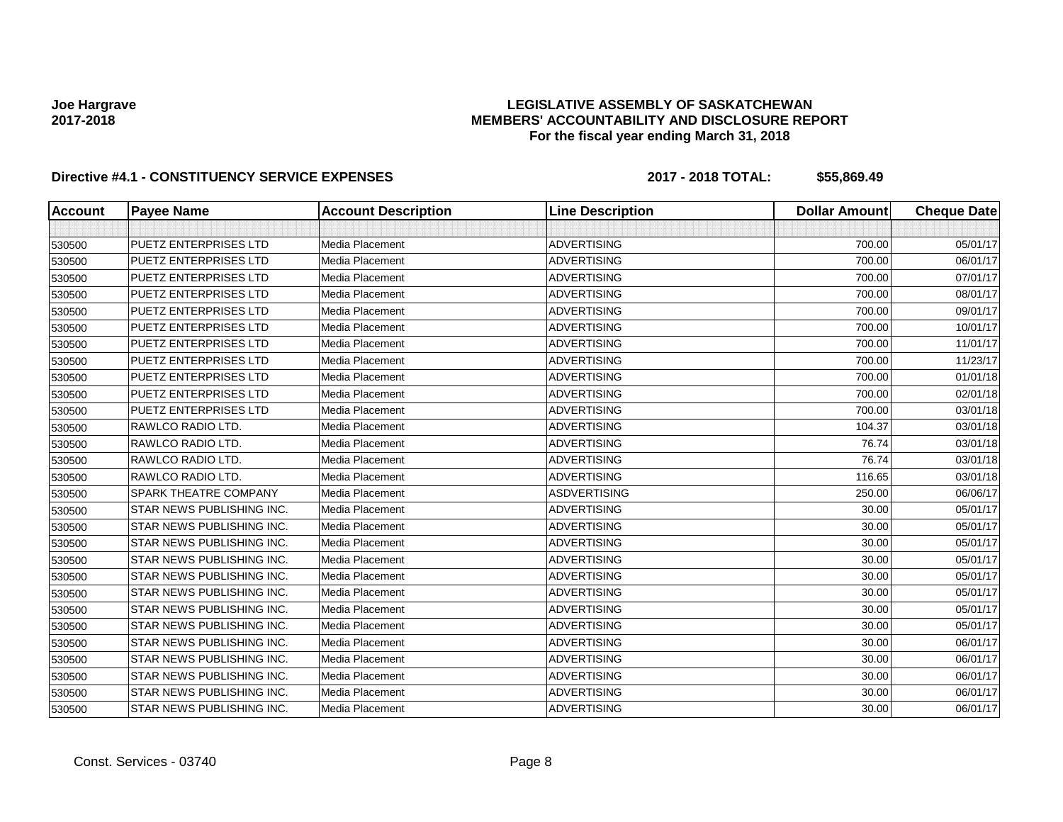Joe Hargrave
2017-2018

**LEGISLATIVE ASSEMBLY OF SASKATCHEWAN**
**MEMBERS' ACCOUNTABILITY AND DISCLOSURE REPORT**
**For the fiscal year ending March 31, 2018**

**Directive #4.1 - CONSTITUENCY SERVICE EXPENSES** **2017 - 2018 TOTAL: $55,869.49**

| Account | Payee Name | Account Description | Line Description | Dollar Amount | Cheque Date |
|---|---|---|---|---|---|
| | | | | | |
| 530500 | PUETZ ENTERPRISES LTD | Media Placement | ADVERTISING | 700.00 | 05/01/17 |
| 530500 | PUETZ ENTERPRISES LTD | Media Placement | ADVERTISING | 700.00 | 06/01/17 |
| 530500 | PUETZ ENTERPRISES LTD | Media Placement | ADVERTISING | 700.00 | 07/01/17 |
| 530500 | PUETZ ENTERPRISES LTD | Media Placement | ADVERTISING | 700.00 | 08/01/17 |
| 530500 | PUETZ ENTERPRISES LTD | Media Placement | ADVERTISING | 700.00 | 09/01/17 |
| 530500 | PUETZ ENTERPRISES LTD | Media Placement | ADVERTISING | 700.00 | 10/01/17 |
| 530500 | PUETZ ENTERPRISES LTD | Media Placement | ADVERTISING | 700.00 | 11/01/17 |
| 530500 | PUETZ ENTERPRISES LTD | Media Placement | ADVERTISING | 700.00 | 11/23/17 |
| 530500 | PUETZ ENTERPRISES LTD | Media Placement | ADVERTISING | 700.00 | 01/01/18 |
| 530500 | PUETZ ENTERPRISES LTD | Media Placement | ADVERTISING | 700.00 | 02/01/18 |
| 530500 | PUETZ ENTERPRISES LTD | Media Placement | ADVERTISING | 700.00 | 03/01/18 |
| 530500 | RAWLCO RADIO LTD. | Media Placement | ADVERTISING | 104.37 | 03/01/18 |
| 530500 | RAWLCO RADIO LTD. | Media Placement | ADVERTISING | 76.74 | 03/01/18 |
| 530500 | RAWLCO RADIO LTD. | Media Placement | ADVERTISING | 76.74 | 03/01/18 |
| 530500 | RAWLCO RADIO LTD. | Media Placement | ADVERTISING | 116.65 | 03/01/18 |
| 530500 | SPARK THEATRE COMPANY | Media Placement | ASDVERTISING | 250.00 | 06/06/17 |
| 530500 | STAR NEWS PUBLISHING INC. | Media Placement | ADVERTISING | 30.00 | 05/01/17 |
| 530500 | STAR NEWS PUBLISHING INC. | Media Placement | ADVERTISING | 30.00 | 05/01/17 |
| 530500 | STAR NEWS PUBLISHING INC. | Media Placement | ADVERTISING | 30.00 | 05/01/17 |
| 530500 | STAR NEWS PUBLISHING INC. | Media Placement | ADVERTISING | 30.00 | 05/01/17 |
| 530500 | STAR NEWS PUBLISHING INC. | Media Placement | ADVERTISING | 30.00 | 05/01/17 |
| 530500 | STAR NEWS PUBLISHING INC. | Media Placement | ADVERTISING | 30.00 | 05/01/17 |
| 530500 | STAR NEWS PUBLISHING INC. | Media Placement | ADVERTISING | 30.00 | 05/01/17 |
| 530500 | STAR NEWS PUBLISHING INC. | Media Placement | ADVERTISING | 30.00 | 05/01/17 |
| 530500 | STAR NEWS PUBLISHING INC. | Media Placement | ADVERTISING | 30.00 | 06/01/17 |
| 530500 | STAR NEWS PUBLISHING INC. | Media Placement | ADVERTISING | 30.00 | 06/01/17 |
| 530500 | STAR NEWS PUBLISHING INC. | Media Placement | ADVERTISING | 30.00 | 06/01/17 |
| 530500 | STAR NEWS PUBLISHING INC. | Media Placement | ADVERTISING | 30.00 | 06/01/17 |
| 530500 | STAR NEWS PUBLISHING INC. | Media Placement | ADVERTISING | 30.00 | 06/01/17 |

Const. Services - 03740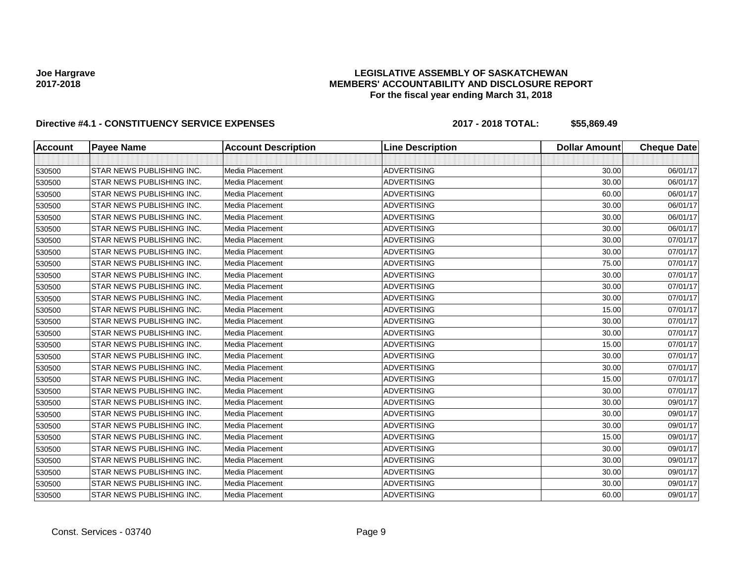Joe Hargrave
2017-2018

**LEGISLATIVE ASSEMBLY OF SASKATCHEWAN**
**MEMBERS' ACCOUNTABILITY AND DISCLOSURE REPORT**
**For the fiscal year ending March 31, 2018**

**Directive #4.1 - CONSTITUENCY SERVICE EXPENSES** **2017 - 2018 TOTAL: $55,869.49**

| Account | Payee Name | Account Description | Line Description | Dollar Amount | Cheque Date |
|---|---|---|---|---|---|
| | | | | | |
| 530500 | STAR NEWS PUBLISHING INC. | Media Placement | ADVERTISING | 30.00 | 06/01/17 |
| 530500 | STAR NEWS PUBLISHING INC. | Media Placement | ADVERTISING | 30.00 | 06/01/17 |
| 530500 | STAR NEWS PUBLISHING INC. | Media Placement | ADVERTISING | 60.00 | 06/01/17 |
| 530500 | STAR NEWS PUBLISHING INC. | Media Placement | ADVERTISING | 30.00 | 06/01/17 |
| 530500 | STAR NEWS PUBLISHING INC. | Media Placement | ADVERTISING | 30.00 | 06/01/17 |
| 530500 | STAR NEWS PUBLISHING INC. | Media Placement | ADVERTISING | 30.00 | 06/01/17 |
| 530500 | STAR NEWS PUBLISHING INC. | Media Placement | ADVERTISING | 30.00 | 07/01/17 |
| 530500 | STAR NEWS PUBLISHING INC. | Media Placement | ADVERTISING | 30.00 | 07/01/17 |
| 530500 | STAR NEWS PUBLISHING INC. | Media Placement | ADVERTISING | 75.00 | 07/01/17 |
| 530500 | STAR NEWS PUBLISHING INC. | Media Placement | ADVERTISING | 30.00 | 07/01/17 |
| 530500 | STAR NEWS PUBLISHING INC. | Media Placement | ADVERTISING | 30.00 | 07/01/17 |
| 530500 | STAR NEWS PUBLISHING INC. | Media Placement | ADVERTISING | 30.00 | 07/01/17 |
| 530500 | STAR NEWS PUBLISHING INC. | Media Placement | ADVERTISING | 15.00 | 07/01/17 |
| 530500 | STAR NEWS PUBLISHING INC. | Media Placement | ADVERTISING | 30.00 | 07/01/17 |
| 530500 | STAR NEWS PUBLISHING INC. | Media Placement | ADVERTISING | 30.00 | 07/01/17 |
| 530500 | STAR NEWS PUBLISHING INC. | Media Placement | ADVERTISING | 15.00 | 07/01/17 |
| 530500 | STAR NEWS PUBLISHING INC. | Media Placement | ADVERTISING | 30.00 | 07/01/17 |
| 530500 | STAR NEWS PUBLISHING INC. | Media Placement | ADVERTISING | 30.00 | 07/01/17 |
| 530500 | STAR NEWS PUBLISHING INC. | Media Placement | ADVERTISING | 15.00 | 07/01/17 |
| 530500 | STAR NEWS PUBLISHING INC. | Media Placement | ADVERTISING | 30.00 | 07/01/17 |
| 530500 | STAR NEWS PUBLISHING INC. | Media Placement | ADVERTISING | 30.00 | 09/01/17 |
| 530500 | STAR NEWS PUBLISHING INC. | Media Placement | ADVERTISING | 30.00 | 09/01/17 |
| 530500 | STAR NEWS PUBLISHING INC. | Media Placement | ADVERTISING | 30.00 | 09/01/17 |
| 530500 | STAR NEWS PUBLISHING INC. | Media Placement | ADVERTISING | 15.00 | 09/01/17 |
| 530500 | STAR NEWS PUBLISHING INC. | Media Placement | ADVERTISING | 30.00 | 09/01/17 |
| 530500 | STAR NEWS PUBLISHING INC. | Media Placement | ADVERTISING | 30.00 | 09/01/17 |
| 530500 | STAR NEWS PUBLISHING INC. | Media Placement | ADVERTISING | 30.00 | 09/01/17 |
| 530500 | STAR NEWS PUBLISHING INC. | Media Placement | ADVERTISING | 30.00 | 09/01/17 |
| 530500 | STAR NEWS PUBLISHING INC. | Media Placement | ADVERTISING | 60.00 | 09/01/17 |

Const. Services - 03740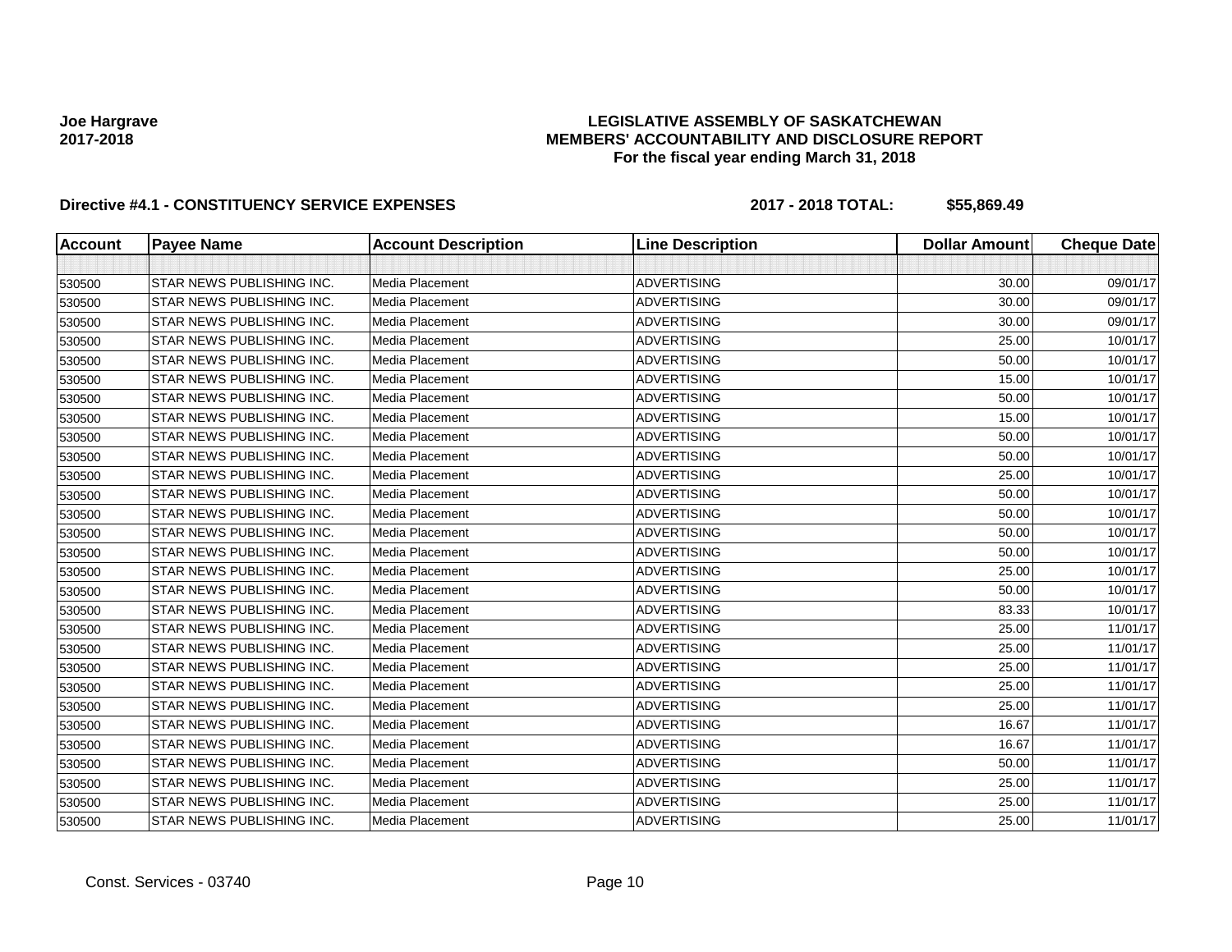Joe Hargrave
2017-2018

**LEGISLATIVE ASSEMBLY OF SASKATCHEWAN**
**MEMBERS' ACCOUNTABILITY AND DISCLOSURE REPORT**
**For the fiscal year ending March 31, 2018**

**Directive #4.1 - CONSTITUENCY SERVICE EXPENSES** — **2017 - 2018 TOTAL: $55,869.49**

| Account | Payee Name | Account Description | Line Description | Dollar Amount | Cheque Date |
|---|---|---|---|---|---|
| | | | | | |
| 530500 | STAR NEWS PUBLISHING INC. | Media Placement | ADVERTISING | 30.00 | 09/01/17 |
| 530500 | STAR NEWS PUBLISHING INC. | Media Placement | ADVERTISING | 30.00 | 09/01/17 |
| 530500 | STAR NEWS PUBLISHING INC. | Media Placement | ADVERTISING | 30.00 | 09/01/17 |
| 530500 | STAR NEWS PUBLISHING INC. | Media Placement | ADVERTISING | 25.00 | 10/01/17 |
| 530500 | STAR NEWS PUBLISHING INC. | Media Placement | ADVERTISING | 50.00 | 10/01/17 |
| 530500 | STAR NEWS PUBLISHING INC. | Media Placement | ADVERTISING | 15.00 | 10/01/17 |
| 530500 | STAR NEWS PUBLISHING INC. | Media Placement | ADVERTISING | 50.00 | 10/01/17 |
| 530500 | STAR NEWS PUBLISHING INC. | Media Placement | ADVERTISING | 15.00 | 10/01/17 |
| 530500 | STAR NEWS PUBLISHING INC. | Media Placement | ADVERTISING | 50.00 | 10/01/17 |
| 530500 | STAR NEWS PUBLISHING INC. | Media Placement | ADVERTISING | 50.00 | 10/01/17 |
| 530500 | STAR NEWS PUBLISHING INC. | Media Placement | ADVERTISING | 25.00 | 10/01/17 |
| 530500 | STAR NEWS PUBLISHING INC. | Media Placement | ADVERTISING | 50.00 | 10/01/17 |
| 530500 | STAR NEWS PUBLISHING INC. | Media Placement | ADVERTISING | 50.00 | 10/01/17 |
| 530500 | STAR NEWS PUBLISHING INC. | Media Placement | ADVERTISING | 50.00 | 10/01/17 |
| 530500 | STAR NEWS PUBLISHING INC. | Media Placement | ADVERTISING | 50.00 | 10/01/17 |
| 530500 | STAR NEWS PUBLISHING INC. | Media Placement | ADVERTISING | 25.00 | 10/01/17 |
| 530500 | STAR NEWS PUBLISHING INC. | Media Placement | ADVERTISING | 50.00 | 10/01/17 |
| 530500 | STAR NEWS PUBLISHING INC. | Media Placement | ADVERTISING | 83.33 | 10/01/17 |
| 530500 | STAR NEWS PUBLISHING INC. | Media Placement | ADVERTISING | 25.00 | 11/01/17 |
| 530500 | STAR NEWS PUBLISHING INC. | Media Placement | ADVERTISING | 25.00 | 11/01/17 |
| 530500 | STAR NEWS PUBLISHING INC. | Media Placement | ADVERTISING | 25.00 | 11/01/17 |
| 530500 | STAR NEWS PUBLISHING INC. | Media Placement | ADVERTISING | 25.00 | 11/01/17 |
| 530500 | STAR NEWS PUBLISHING INC. | Media Placement | ADVERTISING | 25.00 | 11/01/17 |
| 530500 | STAR NEWS PUBLISHING INC. | Media Placement | ADVERTISING | 16.67 | 11/01/17 |
| 530500 | STAR NEWS PUBLISHING INC. | Media Placement | ADVERTISING | 16.67 | 11/01/17 |
| 530500 | STAR NEWS PUBLISHING INC. | Media Placement | ADVERTISING | 50.00 | 11/01/17 |
| 530500 | STAR NEWS PUBLISHING INC. | Media Placement | ADVERTISING | 25.00 | 11/01/17 |
| 530500 | STAR NEWS PUBLISHING INC. | Media Placement | ADVERTISING | 25.00 | 11/01/17 |
| 530500 | STAR NEWS PUBLISHING INC. | Media Placement | ADVERTISING | 25.00 | 11/01/17 |

Const. Services - 03740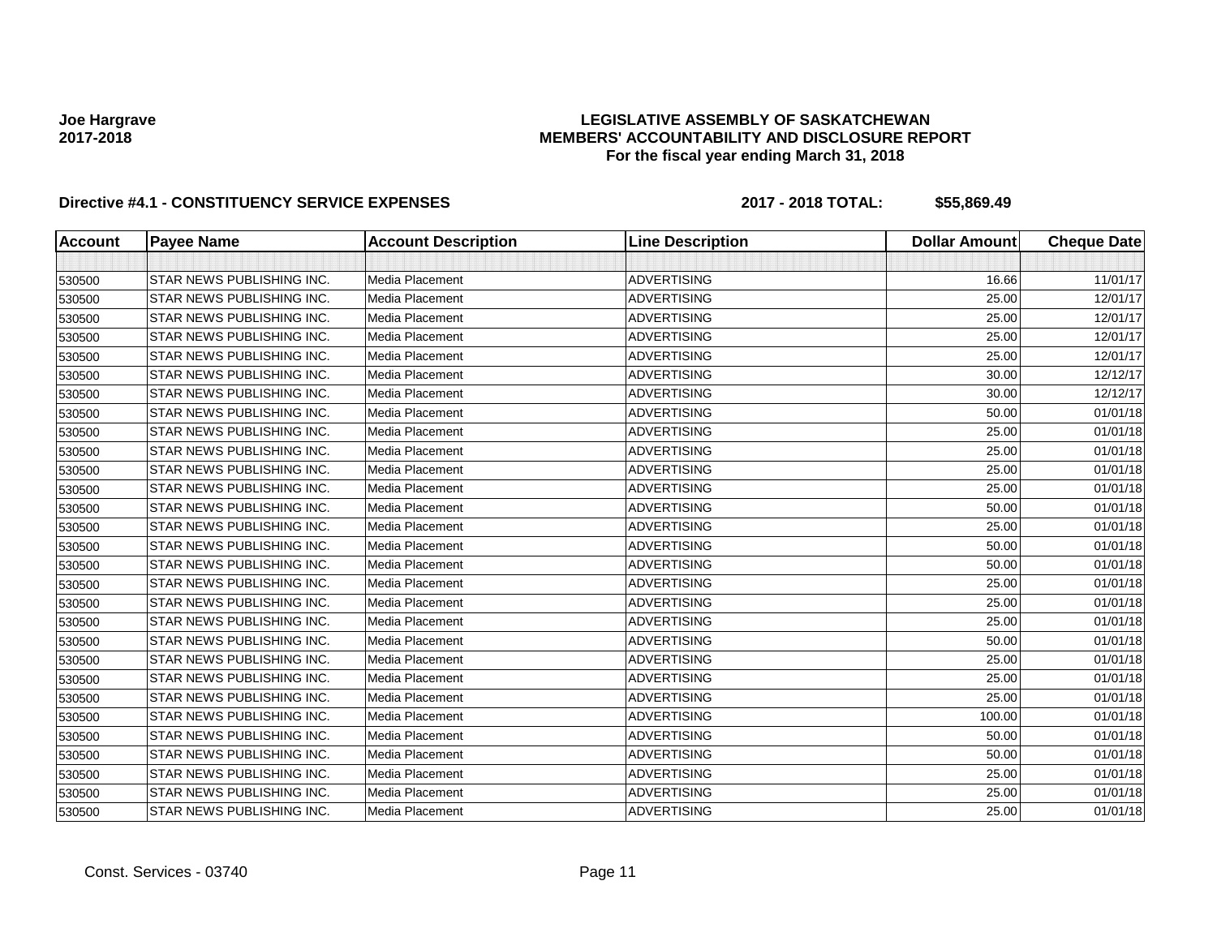Joe Hargrave
2017-2018

**LEGISLATIVE ASSEMBLY OF SASKATCHEWAN**
**MEMBERS' ACCOUNTABILITY AND DISCLOSURE REPORT**
**For the fiscal year ending March 31, 2018**

**Directive #4.1 - CONSTITUENCY SERVICE EXPENSES** **2017 - 2018 TOTAL: $55,869.49**

| Account | Payee Name | Account Description | Line Description | Dollar Amount | Cheque Date |
|---|---|---|---|---|---|
| | | | | | |
| 530500 | STAR NEWS PUBLISHING INC. | Media Placement | ADVERTISING | 16.66 | 11/01/17 |
| 530500 | STAR NEWS PUBLISHING INC. | Media Placement | ADVERTISING | 25.00 | 12/01/17 |
| 530500 | STAR NEWS PUBLISHING INC. | Media Placement | ADVERTISING | 25.00 | 12/01/17 |
| 530500 | STAR NEWS PUBLISHING INC. | Media Placement | ADVERTISING | 25.00 | 12/01/17 |
| 530500 | STAR NEWS PUBLISHING INC. | Media Placement | ADVERTISING | 25.00 | 12/01/17 |
| 530500 | STAR NEWS PUBLISHING INC. | Media Placement | ADVERTISING | 30.00 | 12/12/17 |
| 530500 | STAR NEWS PUBLISHING INC. | Media Placement | ADVERTISING | 30.00 | 12/12/17 |
| 530500 | STAR NEWS PUBLISHING INC. | Media Placement | ADVERTISING | 50.00 | 01/01/18 |
| 530500 | STAR NEWS PUBLISHING INC. | Media Placement | ADVERTISING | 25.00 | 01/01/18 |
| 530500 | STAR NEWS PUBLISHING INC. | Media Placement | ADVERTISING | 25.00 | 01/01/18 |
| 530500 | STAR NEWS PUBLISHING INC. | Media Placement | ADVERTISING | 25.00 | 01/01/18 |
| 530500 | STAR NEWS PUBLISHING INC. | Media Placement | ADVERTISING | 25.00 | 01/01/18 |
| 530500 | STAR NEWS PUBLISHING INC. | Media Placement | ADVERTISING | 50.00 | 01/01/18 |
| 530500 | STAR NEWS PUBLISHING INC. | Media Placement | ADVERTISING | 25.00 | 01/01/18 |
| 530500 | STAR NEWS PUBLISHING INC. | Media Placement | ADVERTISING | 50.00 | 01/01/18 |
| 530500 | STAR NEWS PUBLISHING INC. | Media Placement | ADVERTISING | 50.00 | 01/01/18 |
| 530500 | STAR NEWS PUBLISHING INC. | Media Placement | ADVERTISING | 25.00 | 01/01/18 |
| 530500 | STAR NEWS PUBLISHING INC. | Media Placement | ADVERTISING | 25.00 | 01/01/18 |
| 530500 | STAR NEWS PUBLISHING INC. | Media Placement | ADVERTISING | 25.00 | 01/01/18 |
| 530500 | STAR NEWS PUBLISHING INC. | Media Placement | ADVERTISING | 50.00 | 01/01/18 |
| 530500 | STAR NEWS PUBLISHING INC. | Media Placement | ADVERTISING | 25.00 | 01/01/18 |
| 530500 | STAR NEWS PUBLISHING INC. | Media Placement | ADVERTISING | 25.00 | 01/01/18 |
| 530500 | STAR NEWS PUBLISHING INC. | Media Placement | ADVERTISING | 25.00 | 01/01/18 |
| 530500 | STAR NEWS PUBLISHING INC. | Media Placement | ADVERTISING | 100.00 | 01/01/18 |
| 530500 | STAR NEWS PUBLISHING INC. | Media Placement | ADVERTISING | 50.00 | 01/01/18 |
| 530500 | STAR NEWS PUBLISHING INC. | Media Placement | ADVERTISING | 50.00 | 01/01/18 |
| 530500 | STAR NEWS PUBLISHING INC. | Media Placement | ADVERTISING | 25.00 | 01/01/18 |
| 530500 | STAR NEWS PUBLISHING INC. | Media Placement | ADVERTISING | 25.00 | 01/01/18 |
| 530500 | STAR NEWS PUBLISHING INC. | Media Placement | ADVERTISING | 25.00 | 01/01/18 |

Const. Services - 03740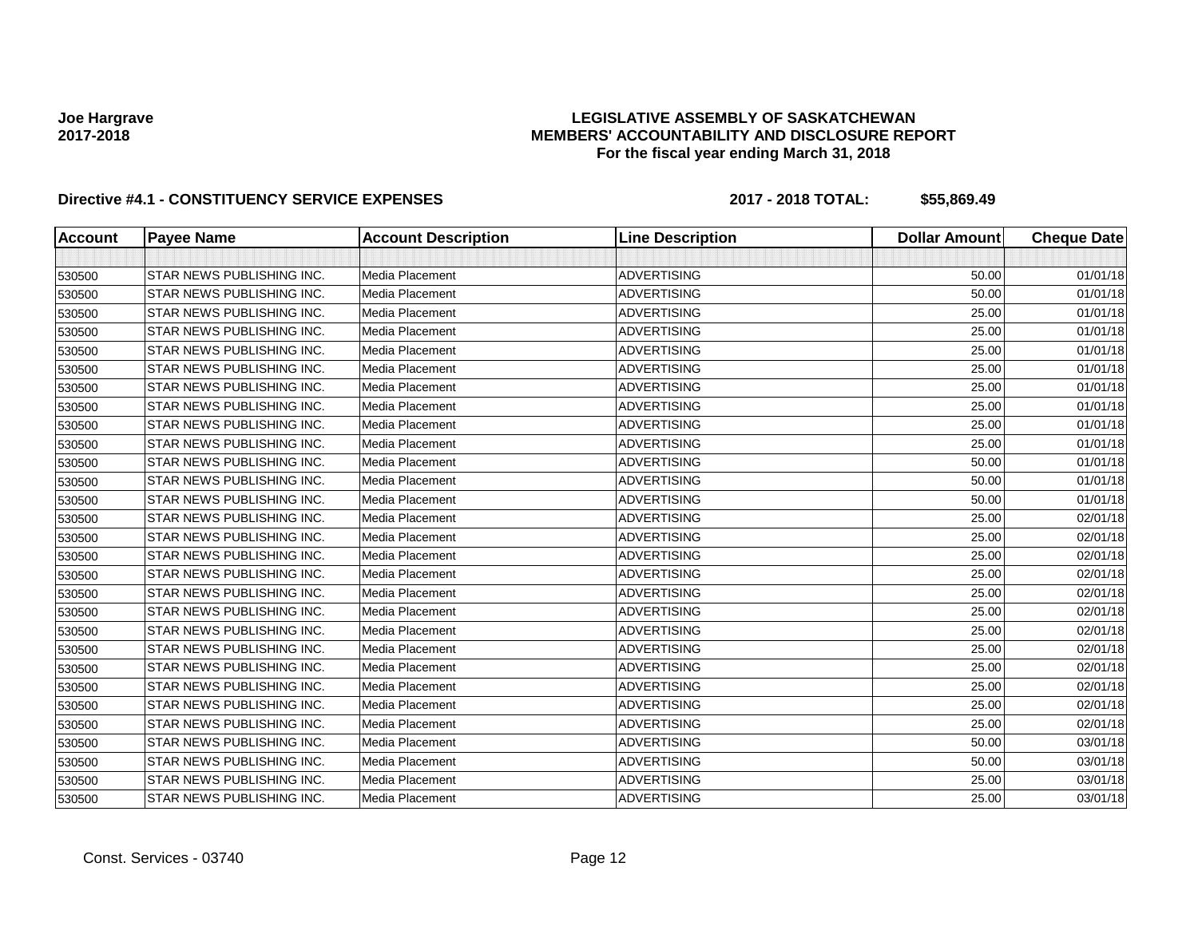Joe Hargrave
2017-2018

**LEGISLATIVE ASSEMBLY OF SASKATCHEWAN**
**MEMBERS' ACCOUNTABILITY AND DISCLOSURE REPORT**
**For the fiscal year ending March 31, 2018**

**Directive #4.1 - CONSTITUENCY SERVICE EXPENSES** **2017 - 2018 TOTAL: $55,869.49**

| Account | Payee Name | Account Description | Line Description | Dollar Amount | Cheque Date |
|---|---|---|---|---|---|
| | | | | | |
| 530500 | STAR NEWS PUBLISHING INC. | Media Placement | ADVERTISING | 50.00 | 01/01/18 |
| 530500 | STAR NEWS PUBLISHING INC. | Media Placement | ADVERTISING | 50.00 | 01/01/18 |
| 530500 | STAR NEWS PUBLISHING INC. | Media Placement | ADVERTISING | 25.00 | 01/01/18 |
| 530500 | STAR NEWS PUBLISHING INC. | Media Placement | ADVERTISING | 25.00 | 01/01/18 |
| 530500 | STAR NEWS PUBLISHING INC. | Media Placement | ADVERTISING | 25.00 | 01/01/18 |
| 530500 | STAR NEWS PUBLISHING INC. | Media Placement | ADVERTISING | 25.00 | 01/01/18 |
| 530500 | STAR NEWS PUBLISHING INC. | Media Placement | ADVERTISING | 25.00 | 01/01/18 |
| 530500 | STAR NEWS PUBLISHING INC. | Media Placement | ADVERTISING | 25.00 | 01/01/18 |
| 530500 | STAR NEWS PUBLISHING INC. | Media Placement | ADVERTISING | 25.00 | 01/01/18 |
| 530500 | STAR NEWS PUBLISHING INC. | Media Placement | ADVERTISING | 25.00 | 01/01/18 |
| 530500 | STAR NEWS PUBLISHING INC. | Media Placement | ADVERTISING | 50.00 | 01/01/18 |
| 530500 | STAR NEWS PUBLISHING INC. | Media Placement | ADVERTISING | 50.00 | 01/01/18 |
| 530500 | STAR NEWS PUBLISHING INC. | Media Placement | ADVERTISING | 50.00 | 01/01/18 |
| 530500 | STAR NEWS PUBLISHING INC. | Media Placement | ADVERTISING | 25.00 | 02/01/18 |
| 530500 | STAR NEWS PUBLISHING INC. | Media Placement | ADVERTISING | 25.00 | 02/01/18 |
| 530500 | STAR NEWS PUBLISHING INC. | Media Placement | ADVERTISING | 25.00 | 02/01/18 |
| 530500 | STAR NEWS PUBLISHING INC. | Media Placement | ADVERTISING | 25.00 | 02/01/18 |
| 530500 | STAR NEWS PUBLISHING INC. | Media Placement | ADVERTISING | 25.00 | 02/01/18 |
| 530500 | STAR NEWS PUBLISHING INC. | Media Placement | ADVERTISING | 25.00 | 02/01/18 |
| 530500 | STAR NEWS PUBLISHING INC. | Media Placement | ADVERTISING | 25.00 | 02/01/18 |
| 530500 | STAR NEWS PUBLISHING INC. | Media Placement | ADVERTISING | 25.00 | 02/01/18 |
| 530500 | STAR NEWS PUBLISHING INC. | Media Placement | ADVERTISING | 25.00 | 02/01/18 |
| 530500 | STAR NEWS PUBLISHING INC. | Media Placement | ADVERTISING | 25.00 | 02/01/18 |
| 530500 | STAR NEWS PUBLISHING INC. | Media Placement | ADVERTISING | 25.00 | 02/01/18 |
| 530500 | STAR NEWS PUBLISHING INC. | Media Placement | ADVERTISING | 25.00 | 02/01/18 |
| 530500 | STAR NEWS PUBLISHING INC. | Media Placement | ADVERTISING | 50.00 | 03/01/18 |
| 530500 | STAR NEWS PUBLISHING INC. | Media Placement | ADVERTISING | 50.00 | 03/01/18 |
| 530500 | STAR NEWS PUBLISHING INC. | Media Placement | ADVERTISING | 25.00 | 03/01/18 |
| 530500 | STAR NEWS PUBLISHING INC. | Media Placement | ADVERTISING | 25.00 | 03/01/18 |

Const. Services - 03740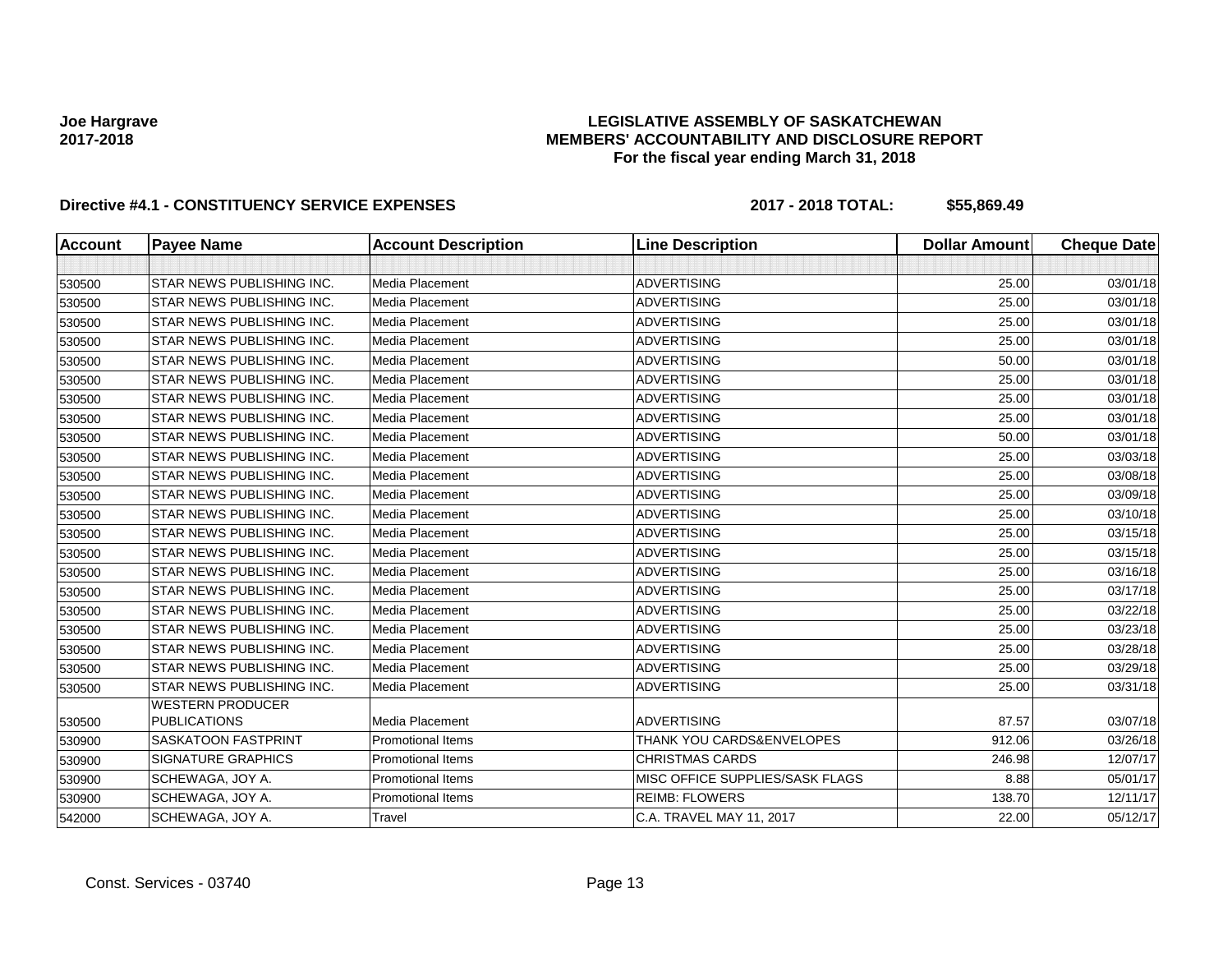Joe Hargrave
2017-2018

**LEGISLATIVE ASSEMBLY OF SASKATCHEWAN**
**MEMBERS' ACCOUNTABILITY AND DISCLOSURE REPORT**
**For the fiscal year ending March 31, 2018**

**Directive #4.1 - CONSTITUENCY SERVICE EXPENSES** **2017 - 2018 TOTAL: $55,869.49**

| Account | Payee Name | Account Description | Line Description | Dollar Amount | Cheque Date |
|---|---|---|---|---|---|
| | | | | | |
| 530500 | STAR NEWS PUBLISHING INC. | Media Placement | ADVERTISING | 25.00 | 03/01/18 |
| 530500 | STAR NEWS PUBLISHING INC. | Media Placement | ADVERTISING | 25.00 | 03/01/18 |
| 530500 | STAR NEWS PUBLISHING INC. | Media Placement | ADVERTISING | 25.00 | 03/01/18 |
| 530500 | STAR NEWS PUBLISHING INC. | Media Placement | ADVERTISING | 25.00 | 03/01/18 |
| 530500 | STAR NEWS PUBLISHING INC. | Media Placement | ADVERTISING | 50.00 | 03/01/18 |
| 530500 | STAR NEWS PUBLISHING INC. | Media Placement | ADVERTISING | 25.00 | 03/01/18 |
| 530500 | STAR NEWS PUBLISHING INC. | Media Placement | ADVERTISING | 25.00 | 03/01/18 |
| 530500 | STAR NEWS PUBLISHING INC. | Media Placement | ADVERTISING | 25.00 | 03/01/18 |
| 530500 | STAR NEWS PUBLISHING INC. | Media Placement | ADVERTISING | 50.00 | 03/01/18 |
| 530500 | STAR NEWS PUBLISHING INC. | Media Placement | ADVERTISING | 25.00 | 03/03/18 |
| 530500 | STAR NEWS PUBLISHING INC. | Media Placement | ADVERTISING | 25.00 | 03/08/18 |
| 530500 | STAR NEWS PUBLISHING INC. | Media Placement | ADVERTISING | 25.00 | 03/09/18 |
| 530500 | STAR NEWS PUBLISHING INC. | Media Placement | ADVERTISING | 25.00 | 03/10/18 |
| 530500 | STAR NEWS PUBLISHING INC. | Media Placement | ADVERTISING | 25.00 | 03/15/18 |
| 530500 | STAR NEWS PUBLISHING INC. | Media Placement | ADVERTISING | 25.00 | 03/15/18 |
| 530500 | STAR NEWS PUBLISHING INC. | Media Placement | ADVERTISING | 25.00 | 03/16/18 |
| 530500 | STAR NEWS PUBLISHING INC. | Media Placement | ADVERTISING | 25.00 | 03/17/18 |
| 530500 | STAR NEWS PUBLISHING INC. | Media Placement | ADVERTISING | 25.00 | 03/22/18 |
| 530500 | STAR NEWS PUBLISHING INC. | Media Placement | ADVERTISING | 25.00 | 03/23/18 |
| 530500 | STAR NEWS PUBLISHING INC. | Media Placement | ADVERTISING | 25.00 | 03/28/18 |
| 530500 | STAR NEWS PUBLISHING INC. | Media Placement | ADVERTISING | 25.00 | 03/29/18 |
| 530500 | STAR NEWS PUBLISHING INC. | Media Placement | ADVERTISING | 25.00 | 03/31/18 |
| 530500 | WESTERN PRODUCER PUBLICATIONS | Media Placement | ADVERTISING | 87.57 | 03/07/18 |
| 530900 | SASKATOON FASTPRINT | Promotional Items | THANK YOU CARDS&ENVELOPES | 912.06 | 03/26/18 |
| 530900 | SIGNATURE GRAPHICS | Promotional Items | CHRISTMAS CARDS | 246.98 | 12/07/17 |
| 530900 | SCHEWAGA, JOY A. | Promotional Items | MISC OFFICE SUPPLIES/SASK FLAGS | 8.88 | 05/01/17 |
| 530900 | SCHEWAGA, JOY A. | Promotional Items | REIMB: FLOWERS | 138.70 | 12/11/17 |
| 542000 | SCHEWAGA, JOY A. | Travel | C.A. TRAVEL MAY 11, 2017 | 22.00 | 05/12/17 |

Const. Services - 03740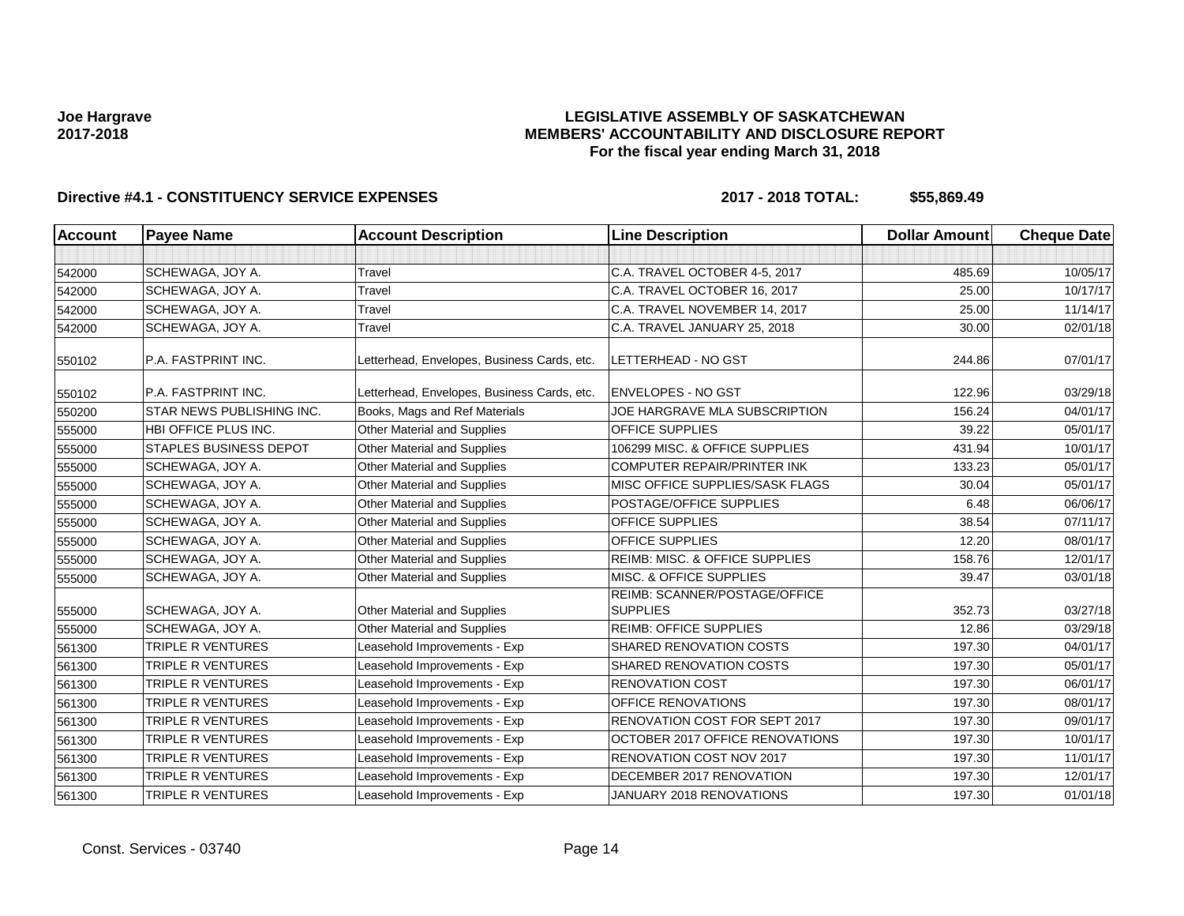**Joe Hargrave**
**2017-2018**

**LEGISLATIVE ASSEMBLY OF SASKATCHEWAN**
**MEMBERS' ACCOUNTABILITY AND DISCLOSURE REPORT**
**For the fiscal year ending March 31, 2018**

**Directive #4.1 - CONSTITUENCY SERVICE EXPENSES** **2017 - 2018 TOTAL: $55,869.49**

| Account | Payee Name | Account Description | Line Description | Dollar Amount | Cheque Date |
|---|---|---|---|---|---|
| | | | | | |
| 542000 | SCHEWAGA, JOY A. | Travel | C.A. TRAVEL OCTOBER 4-5, 2017 | 485.69 | 10/05/17 |
| 542000 | SCHEWAGA, JOY A. | Travel | C.A. TRAVEL OCTOBER 16, 2017 | 25.00 | 10/17/17 |
| 542000 | SCHEWAGA, JOY A. | Travel | C.A. TRAVEL NOVEMBER 14, 2017 | 25.00 | 11/14/17 |
| 542000 | SCHEWAGA, JOY A. | Travel | C.A. TRAVEL JANUARY 25, 2018 | 30.00 | 02/01/18 |
| 550102 | P.A. FASTPRINT INC. | Letterhead, Envelopes, Business Cards, etc. | LETTERHEAD - NO GST | 244.86 | 07/01/17 |
| 550102 | P.A. FASTPRINT INC. | Letterhead, Envelopes, Business Cards, etc. | ENVELOPES - NO GST | 122.96 | 03/29/18 |
| 550200 | STAR NEWS PUBLISHING INC. | Books, Mags and Ref Materials | JOE HARGRAVE MLA SUBSCRIPTION | 156.24 | 04/01/17 |
| 555000 | HBI OFFICE PLUS INC. | Other Material and Supplies | OFFICE SUPPLIES | 39.22 | 05/01/17 |
| 555000 | STAPLES BUSINESS DEPOT | Other Material and Supplies | 106299 MISC. & OFFICE SUPPLIES | 431.94 | 10/01/17 |
| 555000 | SCHEWAGA, JOY A. | Other Material and Supplies | COMPUTER REPAIR/PRINTER INK | 133.23 | 05/01/17 |
| 555000 | SCHEWAGA, JOY A. | Other Material and Supplies | MISC OFFICE SUPPLIES/SASK FLAGS | 30.04 | 05/01/17 |
| 555000 | SCHEWAGA, JOY A. | Other Material and Supplies | POSTAGE/OFFICE SUPPLIES | 6.48 | 06/06/17 |
| 555000 | SCHEWAGA, JOY A. | Other Material and Supplies | OFFICE SUPPLIES | 38.54 | 07/11/17 |
| 555000 | SCHEWAGA, JOY A. | Other Material and Supplies | OFFICE SUPPLIES | 12.20 | 08/01/17 |
| 555000 | SCHEWAGA, JOY A. | Other Material and Supplies | REIMB: MISC. & OFFICE SUPPLIES | 158.76 | 12/01/17 |
| 555000 | SCHEWAGA, JOY A. | Other Material and Supplies | MISC. & OFFICE SUPPLIES | 39.47 | 03/01/18 |
| 555000 | SCHEWAGA, JOY A. | Other Material and Supplies | REIMB: SCANNER/POSTAGE/OFFICE SUPPLIES | 352.73 | 03/27/18 |
| 555000 | SCHEWAGA, JOY A. | Other Material and Supplies | REIMB: OFFICE SUPPLIES | 12.86 | 03/29/18 |
| 561300 | TRIPLE R VENTURES | Leasehold Improvements - Exp | SHARED RENOVATION COSTS | 197.30 | 04/01/17 |
| 561300 | TRIPLE R VENTURES | Leasehold Improvements - Exp | SHARED RENOVATION COSTS | 197.30 | 05/01/17 |
| 561300 | TRIPLE R VENTURES | Leasehold Improvements - Exp | RENOVATION COST | 197.30 | 06/01/17 |
| 561300 | TRIPLE R VENTURES | Leasehold Improvements - Exp | OFFICE RENOVATIONS | 197.30 | 08/01/17 |
| 561300 | TRIPLE R VENTURES | Leasehold Improvements - Exp | RENOVATION COST FOR SEPT 2017 | 197.30 | 09/01/17 |
| 561300 | TRIPLE R VENTURES | Leasehold Improvements - Exp | OCTOBER 2017 OFFICE RENOVATIONS | 197.30 | 10/01/17 |
| 561300 | TRIPLE R VENTURES | Leasehold Improvements - Exp | RENOVATION COST NOV 2017 | 197.30 | 11/01/17 |
| 561300 | TRIPLE R VENTURES | Leasehold Improvements - Exp | DECEMBER 2017 RENOVATION | 197.30 | 12/01/17 |
| 561300 | TRIPLE R VENTURES | Leasehold Improvements - Exp | JANUARY 2018 RENOVATIONS | 197.30 | 01/01/18 |

Const. Services - 03740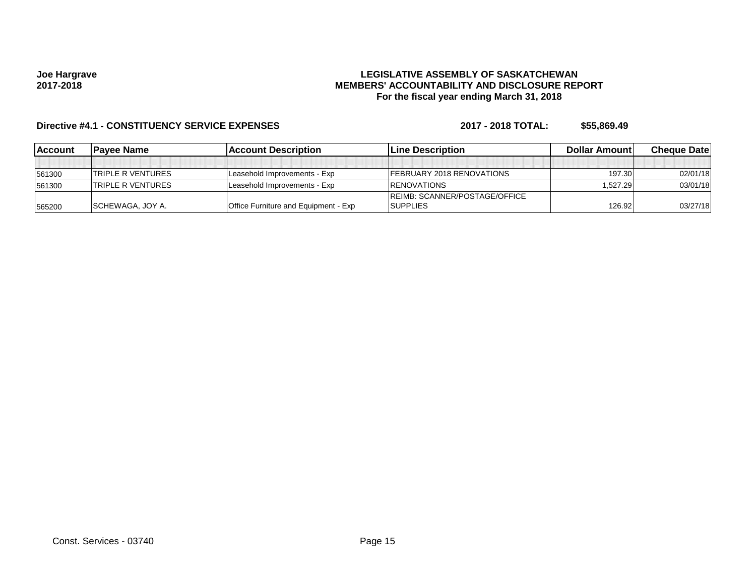Joe Hargrave
2017-2018

**LEGISLATIVE ASSEMBLY OF SASKATCHEWAN**
**MEMBERS' ACCOUNTABILITY AND DISCLOSURE REPORT**
**For the fiscal year ending March 31, 2018**

**Directive #4.1 - CONSTITUENCY SERVICE EXPENSES** **2017 - 2018 TOTAL: $55,869.49**

| Account | Payee Name | Account Description | Line Description | Dollar Amount | Cheque Date |
|---|---|---|---|---|---|
| | | | | | |
| 561300 | TRIPLE R VENTURES | Leasehold Improvements - Exp | FEBRUARY 2018 RENOVATIONS | 197.30 | 02/01/18 |
| 561300 | TRIPLE R VENTURES | Leasehold Improvements - Exp | RENOVATIONS | 1,527.29 | 03/01/18 |
| 565200 | SCHEWAGA, JOY A. | Office Furniture and Equipment - Exp | REIMB: SCANNER/POSTAGE/OFFICE SUPPLIES | 126.92 | 03/27/18 |

Const. Services - 03740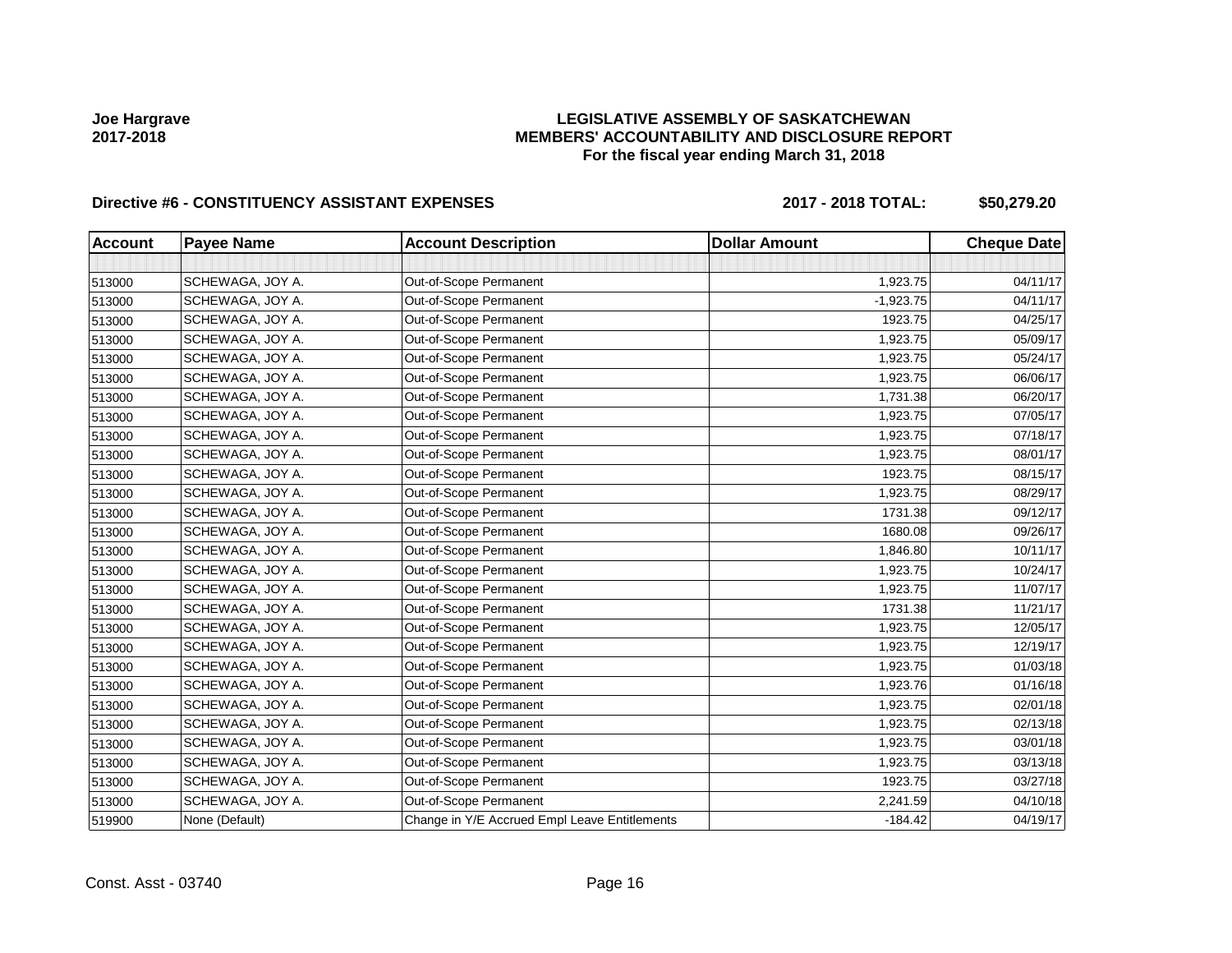**Joe Hargrave**
**2017-2018**

## LEGISLATIVE ASSEMBLY OF SASKATCHEWAN
## MEMBERS' ACCOUNTABILITY AND DISCLOSURE REPORT
### For the fiscal year ending March 31, 2018

**Directive #6 - CONSTITUENCY ASSISTANT EXPENSES** **2017 - 2018 TOTAL: $50,279.20**

| Account | Payee Name | Account Description | Dollar Amount | Cheque Date |
|---|---|---|---|---|
| | | | | |
| 513000 | SCHEWAGA, JOY A. | Out-of-Scope Permanent | 1,923.75 | 04/11/17 |
| 513000 | SCHEWAGA, JOY A. | Out-of-Scope Permanent | -1,923.75 | 04/11/17 |
| 513000 | SCHEWAGA, JOY A. | Out-of-Scope Permanent | 1923.75 | 04/25/17 |
| 513000 | SCHEWAGA, JOY A. | Out-of-Scope Permanent | 1,923.75 | 05/09/17 |
| 513000 | SCHEWAGA, JOY A. | Out-of-Scope Permanent | 1,923.75 | 05/24/17 |
| 513000 | SCHEWAGA, JOY A. | Out-of-Scope Permanent | 1,923.75 | 06/06/17 |
| 513000 | SCHEWAGA, JOY A. | Out-of-Scope Permanent | 1,731.38 | 06/20/17 |
| 513000 | SCHEWAGA, JOY A. | Out-of-Scope Permanent | 1,923.75 | 07/05/17 |
| 513000 | SCHEWAGA, JOY A. | Out-of-Scope Permanent | 1,923.75 | 07/18/17 |
| 513000 | SCHEWAGA, JOY A. | Out-of-Scope Permanent | 1,923.75 | 08/01/17 |
| 513000 | SCHEWAGA, JOY A. | Out-of-Scope Permanent | 1923.75 | 08/15/17 |
| 513000 | SCHEWAGA, JOY A. | Out-of-Scope Permanent | 1,923.75 | 08/29/17 |
| 513000 | SCHEWAGA, JOY A. | Out-of-Scope Permanent | 1731.38 | 09/12/17 |
| 513000 | SCHEWAGA, JOY A. | Out-of-Scope Permanent | 1680.08 | 09/26/17 |
| 513000 | SCHEWAGA, JOY A. | Out-of-Scope Permanent | 1,846.80 | 10/11/17 |
| 513000 | SCHEWAGA, JOY A. | Out-of-Scope Permanent | 1,923.75 | 10/24/17 |
| 513000 | SCHEWAGA, JOY A. | Out-of-Scope Permanent | 1,923.75 | 11/07/17 |
| 513000 | SCHEWAGA, JOY A. | Out-of-Scope Permanent | 1731.38 | 11/21/17 |
| 513000 | SCHEWAGA, JOY A. | Out-of-Scope Permanent | 1,923.75 | 12/05/17 |
| 513000 | SCHEWAGA, JOY A. | Out-of-Scope Permanent | 1,923.75 | 12/19/17 |
| 513000 | SCHEWAGA, JOY A. | Out-of-Scope Permanent | 1,923.75 | 01/03/18 |
| 513000 | SCHEWAGA, JOY A. | Out-of-Scope Permanent | 1,923.76 | 01/16/18 |
| 513000 | SCHEWAGA, JOY A. | Out-of-Scope Permanent | 1,923.75 | 02/01/18 |
| 513000 | SCHEWAGA, JOY A. | Out-of-Scope Permanent | 1,923.75 | 02/13/18 |
| 513000 | SCHEWAGA, JOY A. | Out-of-Scope Permanent | 1,923.75 | 03/01/18 |
| 513000 | SCHEWAGA, JOY A. | Out-of-Scope Permanent | 1,923.75 | 03/13/18 |
| 513000 | SCHEWAGA, JOY A. | Out-of-Scope Permanent | 1923.75 | 03/27/18 |
| 513000 | SCHEWAGA, JOY A. | Out-of-Scope Permanent | 2,241.59 | 04/10/18 |
| 519900 | None (Default) | Change in Y/E Accrued Empl Leave Entitlements | -184.42 | 04/19/17 |

Const. Asst - 03740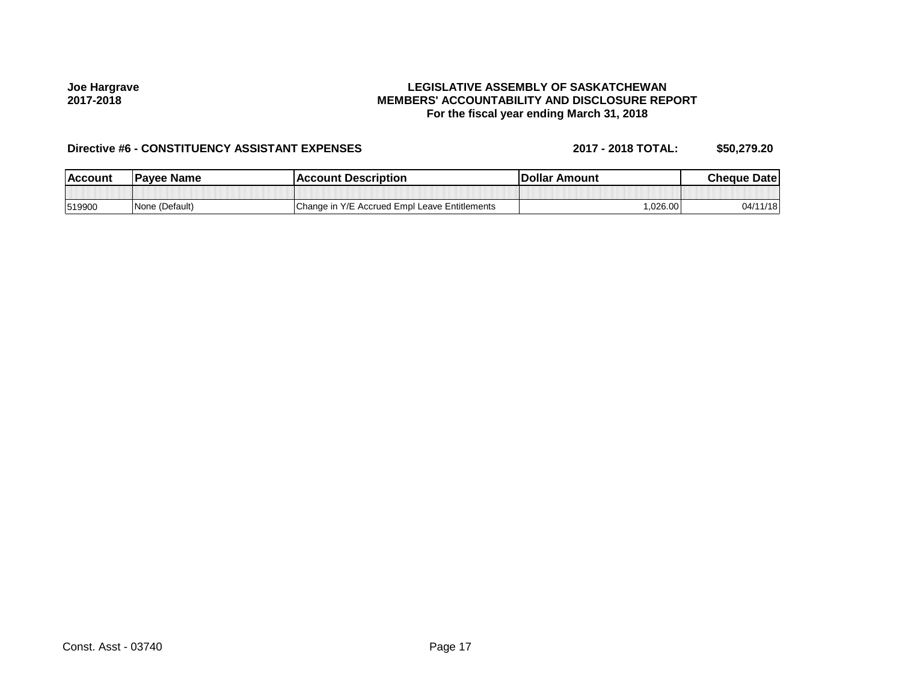**Joe Hargrave**
**2017-2018**

**LEGISLATIVE ASSEMBLY OF SASKATCHEWAN**
**MEMBERS' ACCOUNTABILITY AND DISCLOSURE REPORT**
**For the fiscal year ending March 31, 2018**

**Directive #6 - CONSTITUENCY ASSISTANT EXPENSES** **2017 - 2018 TOTAL: $50,279.20**

| Account | Payee Name | Account Description | Dollar Amount | Cheque Date |
|---|---|---|---|---|
| | | | | |
| 519900 | None (Default) | Change in Y/E Accrued Empl Leave Entitlements | 1,026.00 | 04/11/18 |

Const. Asst - 03740